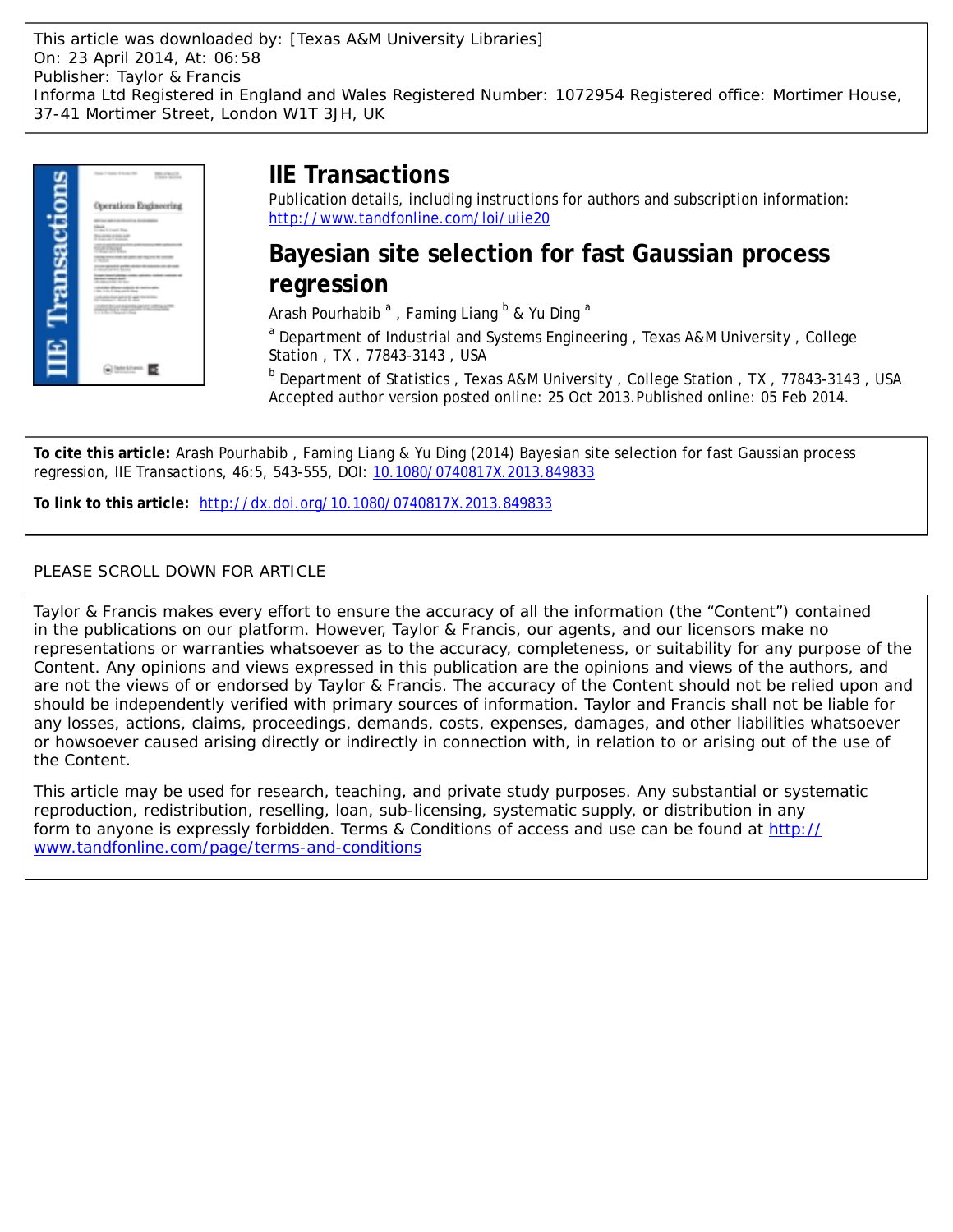This article was downloaded by: [Texas A&M University Libraries]
On: 23 April 2014, At: 06:58
Publisher: Taylor & Francis
Informa Ltd Registered in England and Wales Registered Number: 1072954 Registered office: Mortimer House, 37-41 Mortimer Street, London W1T 3JH, UK

# IIE Transactions

Publication details, including instructions for authors and subscription information:
http://www.tandfonline.com/loi/uiie20

# Bayesian site selection for fast Gaussian process regression

Arash Pourhabib [a] , Faming Liang [b] & Yu Ding [a]

[a] Department of Industrial and Systems Engineering , Texas A&M University , College Station , TX , 77843-3143 , USA

[b] Department of Statistics , Texas A&M University , College Station , TX , 77843-3143 , USA

Accepted author version posted online: 25 Oct 2013.Published online: 05 Feb 2014.

**To cite this article:** Arash Pourhabib , Faming Liang & Yu Ding (2014) Bayesian site selection for fast Gaussian process regression, IIE Transactions, 46:5, 543-555, DOI: 10.1080/0740817X.2013.849833

**To link to this article:** http://dx.doi.org/10.1080/0740817X.2013.849833

PLEASE SCROLL DOWN FOR ARTICLE

Taylor & Francis makes every effort to ensure the accuracy of all the information (the "Content") contained in the publications on our platform. However, Taylor & Francis, our agents, and our licensors make no representations or warranties whatsoever as to the accuracy, completeness, or suitability for any purpose of the Content. Any opinions and views expressed in this publication are the opinions and views of the authors, and are not the views of or endorsed by Taylor & Francis. The accuracy of the Content should not be relied upon and should be independently verified with primary sources of information. Taylor and Francis shall not be liable for any losses, actions, claims, proceedings, demands, costs, expenses, damages, and other liabilities whatsoever or howsoever caused arising directly or indirectly in connection with, in relation to or arising out of the use of the Content.

This article may be used for research, teaching, and private study purposes. Any substantial or systematic reproduction, redistribution, reselling, loan, sub-licensing, systematic supply, or distribution in any form to anyone is expressly forbidden. Terms & Conditions of access and use can be found at http://www.tandfonline.com/page/terms-and-conditions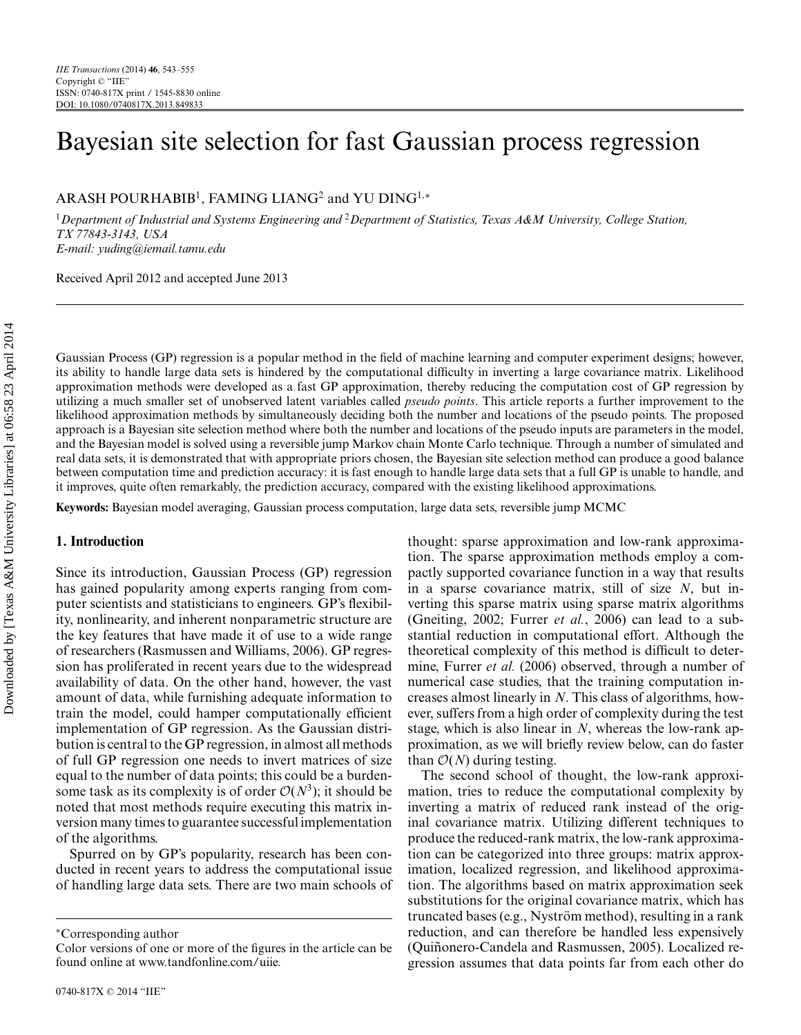# Bayesian site selection for fast Gaussian process regression

ARASH POURHABIB[1], FAMING LIANG[2] and YU DING[1,*]

[1]*Department of Industrial and Systems Engineering and* [2]*Department of Statistics, Texas A&M University, College Station, TX 77843-3143, USA*
*E-mail: yuding@iemail.tamu.edu*

Received April 2012 and accepted June 2013

Gaussian Process (GP) regression is a popular method in the field of machine learning and computer experiment designs; however, its ability to handle large data sets is hindered by the computational difficulty in inverting a large covariance matrix. Likelihood approximation methods were developed as a fast GP approximation, thereby reducing the computation cost of GP regression by utilizing a much smaller set of unobserved latent variables called *pseudo points*. This article reports a further improvement to the likelihood approximation methods by simultaneously deciding both the number and locations of the pseudo points. The proposed approach is a Bayesian site selection method where both the number and locations of the pseudo inputs are parameters in the model, and the Bayesian model is solved using a reversible jump Markov chain Monte Carlo technique. Through a number of simulated and real data sets, it is demonstrated that with appropriate priors chosen, the Bayesian site selection method can produce a good balance between computation time and prediction accuracy: it is fast enough to handle large data sets that a full GP is unable to handle, and it improves, quite often remarkably, the prediction accuracy, compared with the existing likelihood approximations.

**Keywords:** Bayesian model averaging, Gaussian process computation, large data sets, reversible jump MCMC

## 1. Introduction

Since its introduction, Gaussian Process (GP) regression has gained popularity among experts ranging from computer scientists and statisticians to engineers. GP's flexibility, nonlinearity, and inherent nonparametric structure are the key features that have made it of use to a wide range of researchers (Rasmussen and Williams, 2006). GP regression has proliferated in recent years due to the widespread availability of data. On the other hand, however, the vast amount of data, while furnishing adequate information to train the model, could hamper computationally efficient implementation of GP regression. As the Gaussian distribution is central to the GP regression, in almost all methods of full GP regression one needs to invert matrices of size equal to the number of data points; this could be a burdensome task as its complexity is of order $\mathcal{O}(N^3)$; it should be noted that most methods require executing this matrix inversion many times to guarantee successful implementation of the algorithms.

Spurred on by GP's popularity, research has been conducted in recent years to address the computational issue of handling large data sets. There are two main schools of thought: sparse approximation and low-rank approximation. The sparse approximation methods employ a compactly supported covariance function in a way that results in a sparse covariance matrix, still of size $N$, but inverting this sparse matrix using sparse matrix algorithms (Gneiting, 2002; Furrer *et al.*, 2006) can lead to a substantial reduction in computational effort. Although the theoretical complexity of this method is difficult to determine, Furrer *et al.* (2006) observed, through a number of numerical case studies, that the training computation increases almost linearly in $N$. This class of algorithms, however, suffers from a high order of complexity during the test stage, which is also linear in $N$, whereas the low-rank approximation, as we will briefly review below, can do faster than $\mathcal{O}(N)$ during testing.

The second school of thought, the low-rank approximation, tries to reduce the computational complexity by inverting a matrix of reduced rank instead of the original covariance matrix. Utilizing different techniques to produce the reduced-rank matrix, the low-rank approximation can be categorized into three groups: matrix approximation, localized regression, and likelihood approximation. The algorithms based on matrix approximation seek substitutions for the original covariance matrix, which has truncated bases (e.g., Nyström method), resulting in a rank reduction, and can therefore be handled less expensively (Quiñonero-Candela and Rasmussen, 2005). Localized regression assumes that data points far from each other do

*Corresponding author

Color versions of one or more of the figures in the article can be found online at www.tandfonline.com/uiie.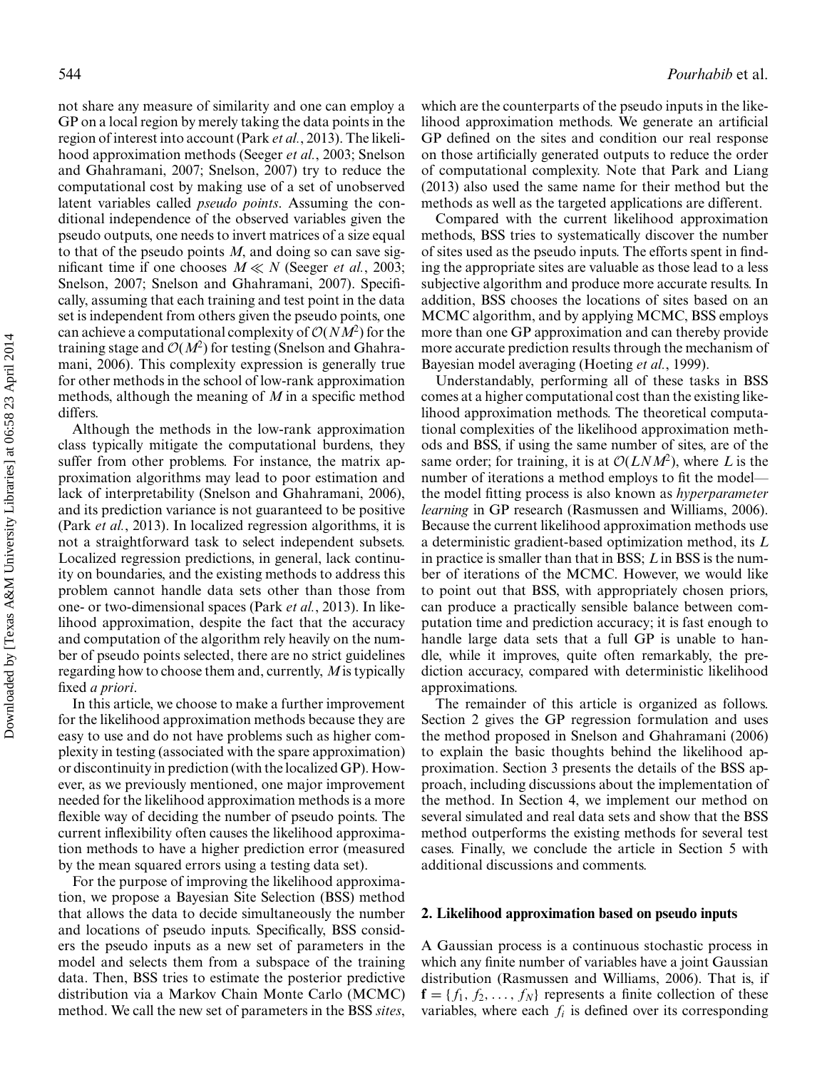not share any measure of similarity and one can employ a GP on a local region by merely taking the data points in the region of interest into account (Park *et al.*, 2013). The likelihood approximation methods (Seeger *et al.*, 2003; Snelson and Ghahramani, 2007; Snelson, 2007) try to reduce the computational cost by making use of a set of unobserved latent variables called *pseudo points*. Assuming the conditional independence of the observed variables given the pseudo outputs, one needs to invert matrices of a size equal to that of the pseudo points $M$, and doing so can save significant time if one chooses $M \ll N$ (Seeger *et al.*, 2003; Snelson, 2007; Snelson and Ghahramani, 2007). Specifically, assuming that each training and test point in the data set is independent from others given the pseudo points, one can achieve a computational complexity of $\mathcal{O}(NM^2)$ for the training stage and $\mathcal{O}(M^2)$ for testing (Snelson and Ghahramani, 2006). This complexity expression is generally true for other methods in the school of low-rank approximation methods, although the meaning of $M$ in a specific method differs.

Although the methods in the low-rank approximation class typically mitigate the computational burdens, they suffer from other problems. For instance, the matrix approximation algorithms may lead to poor estimation and lack of interpretability (Snelson and Ghahramani, 2006), and its prediction variance is not guaranteed to be positive (Park *et al.*, 2013). In localized regression algorithms, it is not a straightforward task to select independent subsets. Localized regression predictions, in general, lack continuity on boundaries, and the existing methods to address this problem cannot handle data sets other than those from one- or two-dimensional spaces (Park *et al.*, 2013). In likelihood approximation, despite the fact that the accuracy and computation of the algorithm rely heavily on the number of pseudo points selected, there are no strict guidelines regarding how to choose them and, currently, $M$ is typically fixed *a priori*.

In this article, we choose to make a further improvement for the likelihood approximation methods because they are easy to use and do not have problems such as higher complexity in testing (associated with the spare approximation) or discontinuity in prediction (with the localized GP). However, as we previously mentioned, one major improvement needed for the likelihood approximation methods is a more flexible way of deciding the number of pseudo points. The current inflexibility often causes the likelihood approximation methods to have a higher prediction error (measured by the mean squared errors using a testing data set).

For the purpose of improving the likelihood approximation, we propose a Bayesian Site Selection (BSS) method that allows the data to decide simultaneously the number and locations of pseudo inputs. Specifically, BSS considers the pseudo inputs as a new set of parameters in the model and selects them from a subspace of the training data. Then, BSS tries to estimate the posterior predictive distribution via a Markov Chain Monte Carlo (MCMC) method. We call the new set of parameters in the BSS *sites*, which are the counterparts of the pseudo inputs in the likelihood approximation methods. We generate an artificial GP defined on the sites and condition our real response on those artificially generated outputs to reduce the order of computational complexity. Note that Park and Liang (2013) also used the same name for their method but the methods as well as the targeted applications are different.

Compared with the current likelihood approximation methods, BSS tries to systematically discover the number of sites used as the pseudo inputs. The efforts spent in finding the appropriate sites are valuable as those lead to a less subjective algorithm and produce more accurate results. In addition, BSS chooses the locations of sites based on an MCMC algorithm, and by applying MCMC, BSS employs more than one GP approximation and can thereby provide more accurate prediction results through the mechanism of Bayesian model averaging (Hoeting *et al.*, 1999).

Understandably, performing all of these tasks in BSS comes at a higher computational cost than the existing likelihood approximation methods. The theoretical computational complexities of the likelihood approximation methods and BSS, if using the same number of sites, are of the same order; for training, it is at $\mathcal{O}(LNM^2)$, where $L$ is the number of iterations a method employs to fit the model—the model fitting process is also known as *hyperparameter learning* in GP research (Rasmussen and Williams, 2006). Because the current likelihood approximation methods use a deterministic gradient-based optimization method, its $L$ in practice is smaller than that in BSS; $L$ in BSS is the number of iterations of the MCMC. However, we would like to point out that BSS, with appropriately chosen priors, can produce a practically sensible balance between computation time and prediction accuracy; it is fast enough to handle large data sets that a full GP is unable to handle, while it improves, quite often remarkably, the prediction accuracy, compared with deterministic likelihood approximations.

The remainder of this article is organized as follows. Section 2 gives the GP regression formulation and uses the method proposed in Snelson and Ghahramani (2006) to explain the basic thoughts behind the likelihood approximation. Section 3 presents the details of the BSS approach, including discussions about the implementation of the method. In Section 4, we implement our method on several simulated and real data sets and show that the BSS method outperforms the existing methods for several test cases. Finally, we conclude the article in Section 5 with additional discussions and comments.

## 2. Likelihood approximation based on pseudo inputs

A Gaussian process is a continuous stochastic process in which any finite number of variables have a joint Gaussian distribution (Rasmussen and Williams, 2006). That is, if $\mathbf{f} = \{f_1, f_2, \ldots, f_N\}$ represents a finite collection of these variables, where each $f_i$ is defined over its corresponding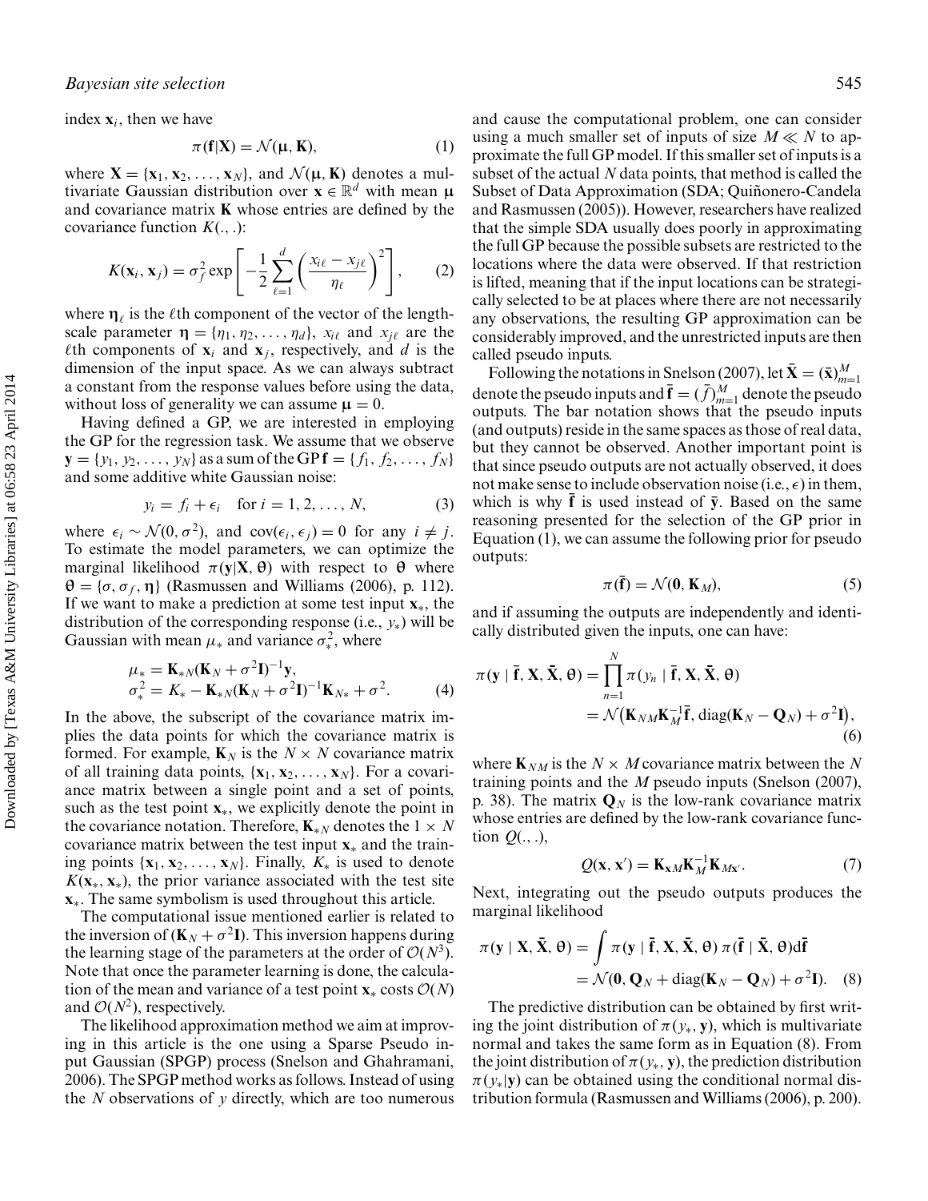index $\mathbf{x}_i$, then we have

$$\pi(\mathbf{f}|\mathbf{X}) = \mathcal{N}(\boldsymbol{\mu}, \mathbf{K}), \tag{1}$$

where $\mathbf{X} = \{\mathbf{x}_1, \mathbf{x}_2, \ldots, \mathbf{x}_N\}$, and $\mathcal{N}(\boldsymbol{\mu}, \mathbf{K})$ denotes a multivariate Gaussian distribution over $\mathbf{x} \in \mathbb{R}^d$ with mean $\boldsymbol{\mu}$ and covariance matrix $\mathbf{K}$ whose entries are defined by the covariance function $K(.,.)$:

$$K(\mathbf{x}_i, \mathbf{x}_j) = \sigma_f^2 \exp\left[-\frac{1}{2}\sum_{\ell=1}^{d}\left(\frac{x_{i\ell} - x_{j\ell}}{\eta_\ell}\right)^2\right], \tag{2}$$

where $\boldsymbol{\eta}_\ell$ is the $\ell$th component of the vector of the length-scale parameter $\boldsymbol{\eta} = \{\eta_1, \eta_2, \ldots, \eta_d\}$, $x_{i\ell}$ and $x_{j\ell}$ are the $\ell$th components of $\mathbf{x}_i$ and $\mathbf{x}_j$, respectively, and $d$ is the dimension of the input space. As we can always subtract a constant from the response values before using the data, without loss of generality we can assume $\boldsymbol{\mu} = 0$.

Having defined a GP, we are interested in employing the GP for the regression task. We assume that we observe $\mathbf{y} = \{y_1, y_2, \ldots, y_N\}$ as a sum of the GP $\mathbf{f} = \{f_1, f_2, \ldots, f_N\}$ and some additive white Gaussian noise:

$$y_i = f_i + \epsilon_i \quad \text{for } i = 1, 2, \ldots, N, \tag{3}$$

where $\epsilon_i \sim \mathcal{N}(0, \sigma^2)$, and $\text{cov}(\epsilon_i, \epsilon_j) = 0$ for any $i \neq j$. To estimate the model parameters, we can optimize the marginal likelihood $\pi(\mathbf{y}|\mathbf{X}, \boldsymbol{\theta})$ with respect to $\boldsymbol{\theta}$ where $\boldsymbol{\theta} = \{\sigma, \sigma_f, \boldsymbol{\eta}\}$ (Rasmussen and Williams (2006), p. 112). If we want to make a prediction at some test input $\mathbf{x}_*$, the distribution of the corresponding response (i.e., $y_*$) will be Gaussian with mean $\mu_*$ and variance $\sigma_*^2$, where

$$\begin{aligned}\mu_* &= \mathbf{K}_{*N}(\mathbf{K}_N + \sigma^2\mathbf{I})^{-1}\mathbf{y},\\ \sigma_*^2 &= K_* - \mathbf{K}_{*N}(\mathbf{K}_N + \sigma^2\mathbf{I})^{-1}\mathbf{K}_{N*} + \sigma^2.\end{aligned} \tag{4}$$

In the above, the subscript of the covariance matrix implies the data points for which the covariance matrix is formed. For example, $\mathbf{K}_N$ is the $N \times N$ covariance matrix of all training data points, $\{\mathbf{x}_1, \mathbf{x}_2, \ldots, \mathbf{x}_N\}$. For a covariance matrix between a single point and a set of points, such as the test point $\mathbf{x}_*$, we explicitly denote the point in the covariance notation. Therefore, $\mathbf{K}_{*N}$ denotes the $1 \times N$ covariance matrix between the test input $\mathbf{x}_*$ and the training points $\{\mathbf{x}_1, \mathbf{x}_2, \ldots, \mathbf{x}_N\}$. Finally, $K_*$ is used to denote $K(\mathbf{x}_*, \mathbf{x}_*)$, the prior variance associated with the test site $\mathbf{x}_*$. The same symbolism is used throughout this article.

The computational issue mentioned earlier is related to the inversion of $(\mathbf{K}_N + \sigma^2\mathbf{I})$. This inversion happens during the learning stage of the parameters at the order of $\mathcal{O}(N^3)$. Note that once the parameter learning is done, the calculation of the mean and variance of a test point $\mathbf{x}_*$ costs $\mathcal{O}(N)$ and $\mathcal{O}(N^2)$, respectively.

The likelihood approximation method we aim at improving in this article is the one using a Sparse Pseudo input Gaussian (SPGP) process (Snelson and Ghahramani, 2006). The SPGP method works as follows. Instead of using the $N$ observations of $y$ directly, which are too numerous and cause the computational problem, one can consider using a much smaller set of inputs of size $M \ll N$ to approximate the full GP model. If this smaller set of inputs is a subset of the actual $N$ data points, that method is called the Subset of Data Approximation (SDA; Quiñonero-Candela and Rasmussen (2005)). However, researchers have realized that the simple SDA usually does poorly in approximating the full GP because the possible subsets are restricted to the locations where the data were observed. If that restriction is lifted, meaning that if the input locations can be strategically selected to be at places where there are not necessarily any observations, the resulting GP approximation can be considerably improved, and the unrestricted inputs are then called pseudo inputs.

Following the notations in Snelson (2007), let $\bar{\mathbf{X}} = (\bar{\mathbf{x}})_{m=1}^M$ denote the pseudo inputs and $\bar{\mathbf{f}} = (\bar{f})_{m=1}^M$ denote the pseudo outputs. The bar notation shows that the pseudo inputs (and outputs) reside in the same spaces as those of real data, but they cannot be observed. Another important point is that since pseudo outputs are not actually observed, it does not make sense to include observation noise (i.e., $\epsilon$) in them, which is why $\bar{\mathbf{f}}$ is used instead of $\bar{\mathbf{y}}$. Based on the same reasoning presented for the selection of the GP prior in Equation (1), we can assume the following prior for pseudo outputs:

$$\pi(\bar{\mathbf{f}}) = \mathcal{N}(\mathbf{0}, \mathbf{K}_M), \tag{5}$$

and if assuming the outputs are independently and identically distributed given the inputs, one can have:

$$\begin{aligned}\pi(\mathbf{y} \mid \bar{\mathbf{f}}, \mathbf{X}, \bar{\mathbf{X}}, \boldsymbol{\theta}) &= \prod_{n=1}^{N} \pi(y_n \mid \bar{\mathbf{f}}, \mathbf{X}, \bar{\mathbf{X}}, \boldsymbol{\theta})\\ &= \mathcal{N}\big(\mathbf{K}_{NM}\mathbf{K}_M^{-1}\bar{\mathbf{f}}, \text{diag}(\mathbf{K}_N - \mathbf{Q}_N) + \sigma^2\mathbf{I}\big),\end{aligned} \tag{6}$$

where $\mathbf{K}_{NM}$ is the $N \times M$ covariance matrix between the $N$ training points and the $M$ pseudo inputs (Snelson (2007), p. 38). The matrix $\mathbf{Q}_N$ is the low-rank covariance matrix whose entries are defined by the low-rank covariance function $Q(.,.)$,

$$Q(\mathbf{x}, \mathbf{x}') = \mathbf{K}_{\mathbf{x}M}\mathbf{K}_M^{-1}\mathbf{K}_{M\mathbf{x}'}. \tag{7}$$

Next, integrating out the pseudo outputs produces the marginal likelihood

$$\begin{aligned}\pi(\mathbf{y} \mid \mathbf{X}, \bar{\mathbf{X}}, \boldsymbol{\theta}) &= \int \pi(\mathbf{y} \mid \bar{\mathbf{f}}, \mathbf{X}, \bar{\mathbf{X}}, \boldsymbol{\theta})\, \pi(\bar{\mathbf{f}} \mid \bar{\mathbf{X}}, \boldsymbol{\theta}) d\bar{\mathbf{f}}\\ &= \mathcal{N}(\mathbf{0}, \mathbf{Q}_N + \text{diag}(\mathbf{K}_N - \mathbf{Q}_N) + \sigma^2\mathbf{I}).\end{aligned} \tag{8}$$

The predictive distribution can be obtained by first writing the joint distribution of $\pi(y_*, \mathbf{y})$, which is multivariate normal and takes the same form as in Equation (8). From the joint distribution of $\pi(y_*, \mathbf{y})$, the prediction distribution $\pi(y_*|\mathbf{y})$ can be obtained using the conditional normal distribution formula (Rasmussen and Williams (2006), p. 200).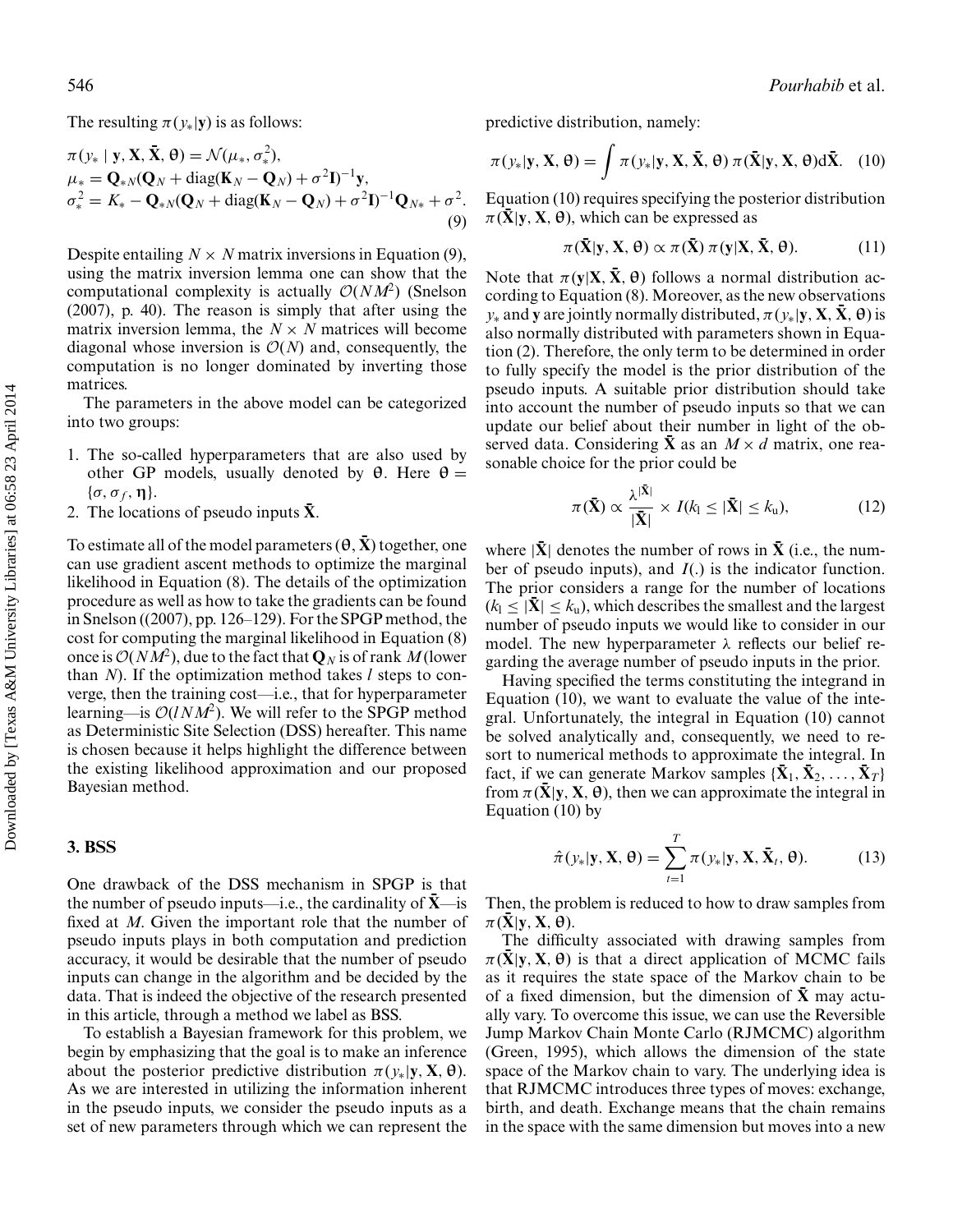The resulting $\pi(y_*|\mathbf{y})$ is as follows:

$$
\begin{aligned}
&\pi(y_* \mid \mathbf{y}, \mathbf{X}, \bar{\mathbf{X}}, \boldsymbol{\theta}) = \mathcal{N}(\mu_*, \sigma_*^2),\\
&\mu_* = \mathbf{Q}_{*N}(\mathbf{Q}_N + \operatorname{diag}(\mathbf{K}_N - \mathbf{Q}_N) + \sigma^2\mathbf{I})^{-1}\mathbf{y},\\
&\sigma_*^2 = K_* - \mathbf{Q}_{*N}(\mathbf{Q}_N + \operatorname{diag}(\mathbf{K}_N - \mathbf{Q}_N) + \sigma^2\mathbf{I})^{-1}\mathbf{Q}_{N*} + \sigma^2.
\end{aligned} \tag{9}
$$

Despite entailing $N \times N$ matrix inversions in Equation (9), using the matrix inversion lemma one can show that the computational complexity is actually $\mathcal{O}(NM^2)$ (Snelson (2007), p. 40). The reason is simply that after using the matrix inversion lemma, the $N \times N$ matrices will become diagonal whose inversion is $\mathcal{O}(N)$ and, consequently, the computation is no longer dominated by inverting those matrices.

The parameters in the above model can be categorized into two groups:

1. The so-called hyperparameters that are also used by other GP models, usually denoted by $\boldsymbol{\theta}$. Here $\boldsymbol{\theta} = \{\sigma, \sigma_f, \boldsymbol{\eta}\}$.
2. The locations of pseudo inputs $\bar{\mathbf{X}}$.

To estimate all of the model parameters $(\boldsymbol{\theta}, \bar{\mathbf{X}})$ together, one can use gradient ascent methods to optimize the marginal likelihood in Equation (8). The details of the optimization procedure as well as how to take the gradients can be found in Snelson ((2007), pp. 126–129). For the SPGP method, the cost for computing the marginal likelihood in Equation (8) once is $\mathcal{O}(NM^2)$, due to the fact that $\mathbf{Q}_N$ is of rank $M$ (lower than $N$). If the optimization method takes $l$ steps to converge, then the training cost—i.e., that for hyperparameter learning—is $\mathcal{O}(lNM^2)$. We will refer to the SPGP method as Deterministic Site Selection (DSS) hereafter. This name is chosen because it helps highlight the difference between the existing likelihood approximation and our proposed Bayesian method.

### 3. BSS

One drawback of the DSS mechanism in SPGP is that the number of pseudo inputs—i.e., the cardinality of $\bar{\mathbf{X}}$—is fixed at $M$. Given the important role that the number of pseudo inputs plays in both computation and prediction accuracy, it would be desirable that the number of pseudo inputs can change in the algorithm and be decided by the data. That is indeed the objective of the research presented in this article, through a method we label as BSS.

To establish a Bayesian framework for this problem, we begin by emphasizing that the goal is to make an inference about the posterior predictive distribution $\pi(y_*|\mathbf{y}, \mathbf{X}, \boldsymbol{\theta})$. As we are interested in utilizing the information inherent in the pseudo inputs, we consider the pseudo inputs as a set of new parameters through which we can represent the predictive distribution, namely:

$$
\pi(y_*|\mathbf{y}, \mathbf{X}, \boldsymbol{\theta}) = \int \pi(y_*|\mathbf{y}, \mathbf{X}, \bar{\mathbf{X}}, \boldsymbol{\theta})\, \pi(\bar{\mathbf{X}}|\mathbf{y}, \mathbf{X}, \boldsymbol{\theta}) \mathrm{d}\bar{\mathbf{X}}. \tag{10}
$$

Equation (10) requires specifying the posterior distribution $\pi(\bar{\mathbf{X}}|\mathbf{y}, \mathbf{X}, \boldsymbol{\theta})$, which can be expressed as

$$
\pi(\bar{\mathbf{X}}|\mathbf{y}, \mathbf{X}, \boldsymbol{\theta}) \propto \pi(\bar{\mathbf{X}})\, \pi(\mathbf{y}|\mathbf{X}, \bar{\mathbf{X}}, \boldsymbol{\theta}). \tag{11}
$$

Note that $\pi(\mathbf{y}|\mathbf{X}, \bar{\mathbf{X}}, \boldsymbol{\theta})$ follows a normal distribution according to Equation (8). Moreover, as the new observations $y_*$ and $\mathbf{y}$ are jointly normally distributed, $\pi(y_*|\mathbf{y}, \mathbf{X}, \bar{\mathbf{X}}, \boldsymbol{\theta})$ is also normally distributed with parameters shown in Equation (2). Therefore, the only term to be determined in order to fully specify the model is the prior distribution of the pseudo inputs. A suitable prior distribution should take into account the number of pseudo inputs so that we can update our belief about their number in light of the observed data. Considering $\bar{\mathbf{X}}$ as an $M \times d$ matrix, one reasonable choice for the prior could be

$$
\pi(\bar{\mathbf{X}}) \propto \frac{\lambda^{|\bar{\mathbf{X}}|}}{|\bar{\mathbf{X}}|} \times I(k_l \leq |\bar{\mathbf{X}}| \leq k_u), \tag{12}
$$

where $|\bar{\mathbf{X}}|$ denotes the number of rows in $\bar{\mathbf{X}}$ (i.e., the number of pseudo inputs), and $I(.)$ is the indicator function. The prior considers a range for the number of locations $(k_l \leq |\bar{\mathbf{X}}| \leq k_u)$, which describes the smallest and the largest number of pseudo inputs we would like to consider in our model. The new hyperparameter $\lambda$ reflects our belief regarding the average number of pseudo inputs in the prior.

Having specified the terms constituting the integrand in Equation (10), we want to evaluate the value of the integral. Unfortunately, the integral in Equation (10) cannot be solved analytically and, consequently, we need to resort to numerical methods to approximate the integral. In fact, if we can generate Markov samples $\{\bar{\mathbf{X}}_1, \bar{\mathbf{X}}_2, \ldots, \bar{\mathbf{X}}_T\}$ from $\pi(\bar{\mathbf{X}}|\mathbf{y}, \mathbf{X}, \boldsymbol{\theta})$, then we can approximate the integral in Equation (10) by

$$
\hat{\pi}(y_*|\mathbf{y}, \mathbf{X}, \boldsymbol{\theta}) = \sum_{t=1}^{T} \pi(y_*|\mathbf{y}, \mathbf{X}, \bar{\mathbf{X}}_t, \boldsymbol{\theta}). \tag{13}
$$

Then, the problem is reduced to how to draw samples from $\pi(\bar{\mathbf{X}}|\mathbf{y}, \mathbf{X}, \boldsymbol{\theta})$.

The difficulty associated with drawing samples from $\pi(\bar{\mathbf{X}}|\mathbf{y}, \mathbf{X}, \boldsymbol{\theta})$ is that a direct application of MCMC fails as it requires the state space of the Markov chain to be of a fixed dimension, but the dimension of $\bar{\mathbf{X}}$ may actually vary. To overcome this issue, we can use the Reversible Jump Markov Chain Monte Carlo (RJMCMC) algorithm (Green, 1995), which allows the dimension of the state space of the Markov chain to vary. The underlying idea is that RJMCMC introduces three types of moves: exchange, birth, and death. Exchange means that the chain remains in the space with the same dimension but moves into a new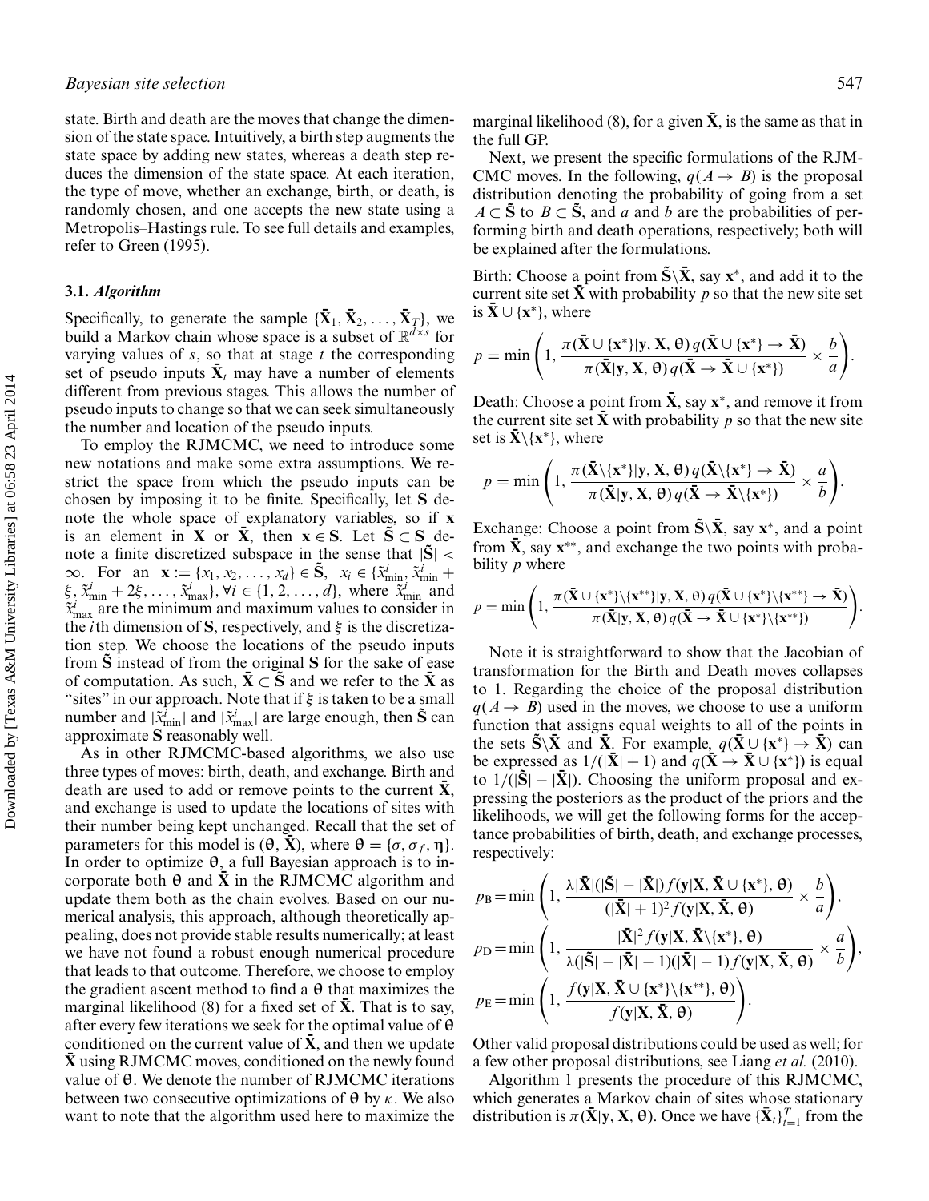state. Birth and death are the moves that change the dimension of the state space. Intuitively, a birth step augments the state space by adding new states, whereas a death step reduces the dimension of the state space. At each iteration, the type of move, whether an exchange, birth, or death, is randomly chosen, and one accepts the new state using a Metropolis–Hastings rule. To see full details and examples, refer to Green (1995).

### 3.1. *Algorithm*

Specifically, to generate the sample $\{\bar{\mathbf{X}}_1, \bar{\mathbf{X}}_2, \ldots, \bar{\mathbf{X}}_T\}$, we build a Markov chain whose space is a subset of $\mathbb{R}^{d\times s}$ for varying values of $s$, so that at stage $t$ the corresponding set of pseudo inputs $\bar{\mathbf{X}}_t$ may have a number of elements different from previous stages. This allows the number of pseudo inputs to change so that we can seek simultaneously the number and location of the pseudo inputs.

To employ the RJMCMC, we need to introduce some new notations and make some extra assumptions. We restrict the space from which the pseudo inputs can be chosen by imposing it to be finite. Specifically, let $\mathbf{S}$ denote the whole space of explanatory variables, so if $\mathbf{x}$ is an element in $\mathbf{X}$ or $\bar{\mathbf{X}}$, then $\mathbf{x} \in \mathbf{S}$. Let $\tilde{\mathbf{S}} \subset \mathbf{S}$ denote a finite discretized subspace in the sense that $|\tilde{\mathbf{S}}| < \infty$. For an $\mathbf{x} := \{x_1, x_2, \ldots, x_d\} \in \tilde{\mathbf{S}}$, $x_i \in \{\tilde{x}^i_{\min}, \tilde{x}^i_{\min} + \xi, \tilde{x}^i_{\min} + 2\xi, \ldots, \tilde{x}^i_{\max}\}, \forall i \in \{1, 2, \ldots, d\}$, where $\tilde{x}^i_{\min}$ and $\tilde{x}^i_{\max}$ are the minimum and maximum values to consider in the $i$th dimension of $\mathbf{S}$, respectively, and $\xi$ is the discretization step. We choose the locations of the pseudo inputs from $\tilde{\mathbf{S}}$ instead of from the original $\mathbf{S}$ for the sake of ease of computation. As such, $\bar{\mathbf{X}} \subset \tilde{\mathbf{S}}$ and we refer to the $\bar{\mathbf{X}}$ as "sites" in our approach. Note that if $\xi$ is taken to be a small number and $|\tilde{x}^i_{\min}|$ and $|\tilde{x}^i_{\max}|$ are large enough, then $\tilde{\mathbf{S}}$ can approximate $\mathbf{S}$ reasonably well.

As in other RJMCMC-based algorithms, we also use three types of moves: birth, death, and exchange. Birth and death are used to add or remove points to the current $\bar{\mathbf{X}}$, and exchange is used to update the locations of sites with their number being kept unchanged. Recall that the set of parameters for this model is $(\boldsymbol{\theta}, \bar{\mathbf{X}})$, where $\boldsymbol{\theta} = \{\sigma, \sigma_f, \boldsymbol{\eta}\}$. In order to optimize $\boldsymbol{\theta}$, a full Bayesian approach is to incorporate both $\boldsymbol{\theta}$ and $\bar{\mathbf{X}}$ in the RJMCMC algorithm and update them both as the chain evolves. Based on our numerical analysis, this approach, although theoretically appealing, does not provide stable results numerically; at least we have not found a robust enough numerical procedure that leads to that outcome. Therefore, we choose to employ the gradient ascent method to find a $\boldsymbol{\theta}$ that maximizes the marginal likelihood (8) for a fixed set of $\bar{\mathbf{X}}$. That is to say, after every few iterations we seek for the optimal value of $\boldsymbol{\theta}$ conditioned on the current value of $\bar{\mathbf{X}}$, and then we update $\bar{\mathbf{X}}$ using RJMCMC moves, conditioned on the newly found value of $\boldsymbol{\theta}$. We denote the number of RJMCMC iterations between two consecutive optimizations of $\boldsymbol{\theta}$ by $\kappa$. We also want to note that the algorithm used here to maximize the marginal likelihood (8), for a given $\bar{\mathbf{X}}$, is the same as that in the full GP.

Next, we present the specific formulations of the RJMCMC moves. In the following, $q(A \to B)$ is the proposal distribution denoting the probability of going from a set $A \subset \tilde{\mathbf{S}}$ to $B \subset \tilde{\mathbf{S}}$, and $a$ and $b$ are the probabilities of performing birth and death operations, respectively; both will be explained after the formulations.

Birth: Choose a point from $\tilde{\mathbf{S}}\backslash\bar{\mathbf{X}}$, say $\mathbf{x}^*$, and add it to the current site set $\bar{\mathbf{X}}$ with probability $p$ so that the new site set is $\bar{\mathbf{X}} \cup \{\mathbf{x}^*\}$, where

$$p = \min\left(1, \frac{\pi(\bar{\mathbf{X}} \cup \{\mathbf{x}^*\}|\mathbf{y}, \mathbf{X}, \boldsymbol{\theta})\, q(\bar{\mathbf{X}} \cup \{\mathbf{x}^*\} \to \bar{\mathbf{X}})}{\pi(\bar{\mathbf{X}}|\mathbf{y}, \mathbf{X}, \boldsymbol{\theta})\, q(\bar{\mathbf{X}} \to \bar{\mathbf{X}} \cup \{\mathbf{x}^*\})} \times \frac{b}{a}\right).$$

Death: Choose a point from $\bar{\mathbf{X}}$, say $\mathbf{x}^*$, and remove it from the current site set $\bar{\mathbf{X}}$ with probability $p$ so that the new site set is $\bar{\mathbf{X}}\backslash\{\mathbf{x}^*\}$, where

$$p = \min\left(1, \frac{\pi(\bar{\mathbf{X}}\backslash\{\mathbf{x}^*\}|\mathbf{y}, \mathbf{X}, \boldsymbol{\theta})\, q(\bar{\mathbf{X}}\backslash\{\mathbf{x}^*\} \to \bar{\mathbf{X}})}{\pi(\bar{\mathbf{X}}|\mathbf{y}, \mathbf{X}, \boldsymbol{\theta})\, q(\bar{\mathbf{X}} \to \bar{\mathbf{X}}\backslash\{\mathbf{x}^*\})} \times \frac{a}{b}\right).$$

Exchange: Choose a point from $\tilde{\mathbf{S}}\backslash\bar{\mathbf{X}}$, say $\mathbf{x}^*$, and a point from $\bar{\mathbf{X}}$, say $\mathbf{x}^{**}$, and exchange the two points with probability $p$ where

$$p = \min\left(1, \frac{\pi(\bar{\mathbf{X}} \cup \{\mathbf{x}^*\}\backslash\{\mathbf{x}^{**}\}|\mathbf{y}, \mathbf{X}, \boldsymbol{\theta})\, q(\bar{\mathbf{X}} \cup \{\mathbf{x}^*\}\backslash\{\mathbf{x}^{**}\} \to \bar{\mathbf{X}})}{\pi(\bar{\mathbf{X}}|\mathbf{y}, \mathbf{X}, \boldsymbol{\theta})\, q(\bar{\mathbf{X}} \to \bar{\mathbf{X}} \cup \{\mathbf{x}^*\}\backslash\{\mathbf{x}^{**}\})}\right).$$

Note it is straightforward to show that the Jacobian of transformation for the Birth and Death moves collapses to 1. Regarding the choice of the proposal distribution $q(A \to B)$ used in the moves, we choose to use a uniform function that assigns equal weights to all of the points in the sets $\tilde{\mathbf{S}}\backslash\bar{\mathbf{X}}$ and $\bar{\mathbf{X}}$. For example, $q(\bar{\mathbf{X}} \cup \{\mathbf{x}^*\} \to \bar{\mathbf{X}})$ can be expressed as $1/(|\bar{\mathbf{X}}| + 1)$ and $q(\bar{\mathbf{X}} \to \bar{\mathbf{X}} \cup \{\mathbf{x}^*\})$ is equal to $1/(|\tilde{\mathbf{S}}| - |\bar{\mathbf{X}}|)$. Choosing the uniform proposal and expressing the posteriors as the product of the priors and the likelihoods, we will get the following forms for the acceptance probabilities of birth, death, and exchange processes, respectively:

$$p_{\mathrm{B}} = \min\left(1, \frac{\lambda|\bar{\mathbf{X}}|(|\tilde{\mathbf{S}}| - |\bar{\mathbf{X}}|)\, f(\mathbf{y}|\mathbf{X}, \bar{\mathbf{X}} \cup \{\mathbf{x}^*\}, \boldsymbol{\theta})}{(|\bar{\mathbf{X}}| + 1)^2 f(\mathbf{y}|\mathbf{X}, \bar{\mathbf{X}}, \boldsymbol{\theta})} \times \frac{b}{a}\right),$$

$$p_{\mathrm{D}} = \min\left(1, \frac{|\bar{\mathbf{X}}|^2 f(\mathbf{y}|\mathbf{X}, \bar{\mathbf{X}}\backslash\{\mathbf{x}^*\}, \boldsymbol{\theta})}{\lambda(|\tilde{\mathbf{S}}| - |\bar{\mathbf{X}}| - 1)(|\bar{\mathbf{X}}| - 1)\, f(\mathbf{y}|\mathbf{X}, \bar{\mathbf{X}}, \boldsymbol{\theta})} \times \frac{a}{b}\right),$$

$$p_{\mathrm{E}} = \min\left(1, \frac{f(\mathbf{y}|\mathbf{X}, \bar{\mathbf{X}} \cup \{\mathbf{x}^*\}\backslash\{\mathbf{x}^{**}\}, \boldsymbol{\theta})}{f(\mathbf{y}|\mathbf{X}, \bar{\mathbf{X}}, \boldsymbol{\theta})}\right).$$

Other valid proposal distributions could be used as well; for a few other proposal distributions, see Liang *et al.* (2010).

Algorithm 1 presents the procedure of this RJMCMC, which generates a Markov chain of sites whose stationary distribution is $\pi(\bar{\mathbf{X}}|\mathbf{y}, \mathbf{X}, \boldsymbol{\theta})$. Once we have $\{\bar{\mathbf{X}}_t\}_{t=1}^T$ from the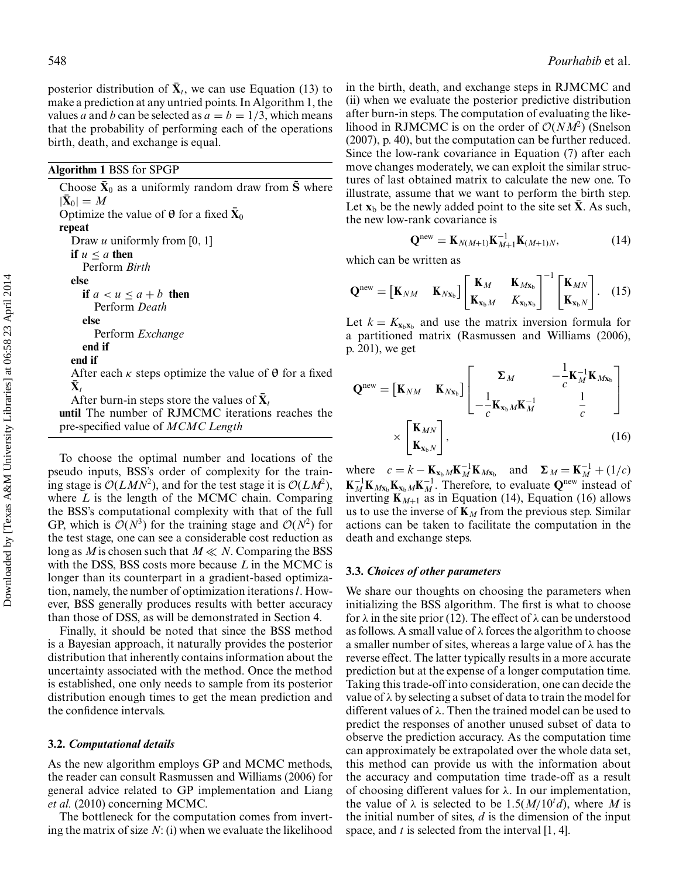posterior distribution of $\bar{\mathbf{X}}_t$, we can use Equation (13) to make a prediction at any untried points. In Algorithm 1, the values $a$ and $b$ can be selected as $a = b = 1/3$, which means that the probability of performing each of the operations birth, death, and exchange is equal.

**Algorithm 1** BSS for SPGP

```
Choose X̄_0 as a uniformly random draw from S̃ where |X̄_0| = M
Optimize the value of θ for a fixed X̄_0
repeat
   Draw u uniformly from [0, 1]
   if u ≤ a then
      Perform Birth
   else
      if a < u ≤ a + b then
         Perform Death
      else
         Perform Exchange
      end if
   end if
   After each κ steps optimize the value of θ for a fixed X̄_t
   After burn-in steps store the values of X̄_t
until The number of RJMCMC iterations reaches the pre-specified value of MCMC Length
```

To choose the optimal number and locations of the pseudo inputs, BSS's order of complexity for the training stage is $\mathcal{O}(LMN^2)$, and for the test stage it is $\mathcal{O}(LM^2)$, where $L$ is the length of the MCMC chain. Comparing the BSS's computational complexity with that of the full GP, which is $\mathcal{O}(N^3)$ for the training stage and $\mathcal{O}(N^2)$ for the test stage, one can see a considerable cost reduction as long as $M$ is chosen such that $M \ll N$. Comparing the BSS with the DSS, BSS costs more because $L$ in the MCMC is longer than its counterpart in a gradient-based optimization, namely, the number of optimization iterations $l$. However, BSS generally produces results with better accuracy than those of DSS, as will be demonstrated in Section 4.

Finally, it should be noted that since the BSS method is a Bayesian approach, it naturally provides the posterior distribution that inherently contains information about the uncertainty associated with the method. Once the method is established, one only needs to sample from its posterior distribution enough times to get the mean prediction and the confidence intervals.

### 3.2. *Computational details*

As the new algorithm employs GP and MCMC methods, the reader can consult Rasmussen and Williams (2006) for general advice related to GP implementation and Liang *et al.* (2010) concerning MCMC.

The bottleneck for the computation comes from inverting the matrix of size $N$: (i) when we evaluate the likelihood in the birth, death, and exchange steps in RJMCMC and (ii) when we evaluate the posterior predictive distribution after burn-in steps. The computation of evaluating the likelihood in RJMCMC is on the order of $\mathcal{O}(NM^2)$ (Snelson (2007), p. 40), but the computation can be further reduced. Since the low-rank covariance in Equation (7) after each move changes moderately, we can exploit the similar structures of last obtained matrix to calculate the new one. To illustrate, assume that we want to perform the birth step. Let $\mathbf{x}_\text{b}$ be the newly added point to the site set $\bar{\mathbf{X}}$. As such, the new low-rank covariance is

$$\mathbf{Q}^{\text{new}} = \mathbf{K}_{N(M+1)}\mathbf{K}_{M+1}^{-1}\mathbf{K}_{(M+1)N}, \tag{14}$$

which can be written as

$$\mathbf{Q}^{\text{new}} = \begin{bmatrix}\mathbf{K}_{NM} & \mathbf{K}_{N\mathbf{x}_\text{b}}\end{bmatrix}\begin{bmatrix}\mathbf{K}_{M} & \mathbf{K}_{M\mathbf{x}_\text{b}} \\ \mathbf{K}_{\mathbf{x}_\text{b}M} & K_{\mathbf{x}_\text{b}\mathbf{x}_\text{b}}\end{bmatrix}^{-1}\begin{bmatrix}\mathbf{K}_{MN} \\ \mathbf{K}_{\mathbf{x}_\text{b}N}\end{bmatrix}. \tag{15}$$

Let $k = K_{\mathbf{x}_\text{b}\mathbf{x}_\text{b}}$ and use the matrix inversion formula for a partitioned matrix (Rasmussen and Williams (2006), p. 201), we get

$$\mathbf{Q}^{\text{new}} = \begin{bmatrix}\mathbf{K}_{NM} & \mathbf{K}_{N\mathbf{x}_\text{b}}\end{bmatrix}\begin{bmatrix}\boldsymbol{\Sigma}_{M} & -\frac{1}{c}\mathbf{K}_M^{-1}\mathbf{K}_{M\mathbf{x}_\text{b}} \\ -\frac{1}{c}\mathbf{K}_{\mathbf{x}_\text{b}M}\mathbf{K}_M^{-1} & \frac{1}{c}\end{bmatrix} \times \begin{bmatrix}\mathbf{K}_{MN} \\ \mathbf{K}_{\mathbf{x}_\text{b}N}\end{bmatrix}, \tag{16}$$

where $c = k - \mathbf{K}_{\mathbf{x}_\text{b}M}\mathbf{K}_M^{-1}\mathbf{K}_{M\mathbf{x}_\text{b}}$ and $\boldsymbol{\Sigma}_M = \mathbf{K}_M^{-1} + (1/c)\mathbf{K}_M^{-1}\mathbf{K}_{M\mathbf{x}_\text{b}}\mathbf{K}_{\mathbf{x}_\text{b}M}\mathbf{K}_M^{-1}$. Therefore, to evaluate $\mathbf{Q}^{\text{new}}$ instead of inverting $\mathbf{K}_{M+1}$ as in Equation (14), Equation (16) allows us to use the inverse of $\mathbf{K}_M$ from the previous step. Similar actions can be taken to facilitate the computation in the death and exchange steps.

### 3.3. *Choices of other parameters*

We share our thoughts on choosing the parameters when initializing the BSS algorithm. The first is what to choose for $\lambda$ in the site prior (12). The effect of $\lambda$ can be understood as follows. A small value of $\lambda$ forces the algorithm to choose a smaller number of sites, whereas a large value of $\lambda$ has the reverse effect. The latter typically results in a more accurate prediction but at the expense of a longer computation time. Taking this trade-off into consideration, one can decide the value of $\lambda$ by selecting a subset of data to train the model for different values of $\lambda$. Then the trained model can be used to predict the responses of another unused subset of data to observe the prediction accuracy. As the computation time can approximately be extrapolated over the whole data set, this method can provide us with the information about the accuracy and computation time trade-off as a result of choosing different values for $\lambda$. In our implementation, the value of $\lambda$ is selected to be $1.5(M/10^t d)$, where $M$ is the initial number of sites, $d$ is the dimension of the input space, and $t$ is selected from the interval $[1, 4]$.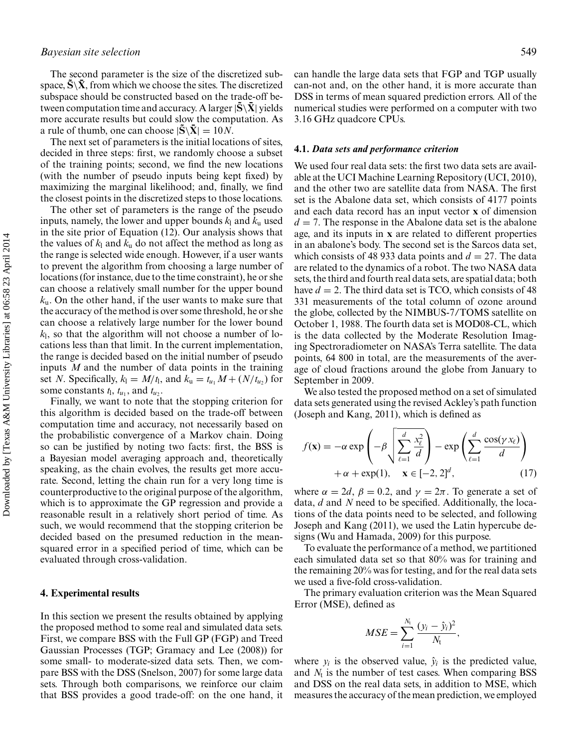The second parameter is the size of the discretized subspace, $\tilde{\mathbf{S}}\backslash\tilde{\mathbf{X}}$, from which we choose the sites. The discretized subspace should be constructed based on the trade-off between computation time and accuracy. A larger $|\tilde{\mathbf{S}}\backslash\tilde{\mathbf{X}}|$ yields more accurate results but could slow the computation. As a rule of thumb, one can choose $|\tilde{\mathbf{S}}\backslash\tilde{\mathbf{X}}| = 10N$.

The next set of parameters is the initial locations of sites, decided in three steps: first, we randomly choose a subset of the training points; second, we find the new locations (with the number of pseudo inputs being kept fixed) by maximizing the marginal likelihood; and, finally, we find the closest points in the discretized steps to those locations.

The other set of parameters is the range of the pseudo inputs, namely, the lower and upper bounds $k_l$ and $k_u$ used in the site prior of Equation (12). Our analysis shows that the values of $k_l$ and $k_u$ do not affect the method as long as the range is selected wide enough. However, if a user wants to prevent the algorithm from choosing a large number of locations (for instance, due to the time constraint), he or she can choose a relatively small number for the upper bound $k_u$. On the other hand, if the user wants to make sure that the accuracy of the method is over some threshold, he or she can choose a relatively large number for the lower bound $k_l$, so that the algorithm will not choose a number of locations less than that limit. In the current implementation, the range is decided based on the initial number of pseudo inputs $M$ and the number of data points in the training set $N$. Specifically, $k_l = M/t_l$, and $k_u = t_{u_1}M + (N/t_{u_2})$ for some constants $t_l$, $t_{u_1}$, and $t_{u_2}$.

Finally, we want to note that the stopping criterion for this algorithm is decided based on the trade-off between computation time and accuracy, not necessarily based on the probabilistic convergence of a Markov chain. Doing so can be justified by noting two facts: first, the BSS is a Bayesian model averaging approach and, theoretically speaking, as the chain evolves, the results get more accurate. Second, letting the chain run for a very long time is counterproductive to the original purpose of the algorithm, which is to approximate the GP regression and provide a reasonable result in a relatively short period of time. As such, we would recommend that the stopping criterion be decided based on the presumed reduction in the mean-squared error in a specified period of time, which can be evaluated through cross-validation.

## 4. Experimental results

In this section we present the results obtained by applying the proposed method to some real and simulated data sets. First, we compare BSS with the Full GP (FGP) and Treed Gaussian Processes (TGP; Gramacy and Lee (2008)) for some small- to moderate-sized data sets. Then, we compare BSS with the DSS (Snelson, 2007) for some large data sets. Through both comparisons, we reinforce our claim that BSS provides a good trade-off: on the one hand, it can handle the large data sets that FGP and TGP usually can-not and, on the other hand, it is more accurate than DSS in terms of mean squared prediction errors. All of the numerical studies were performed on a computer with two 3.16 GHz quadcore CPUs.

### 4.1. *Data sets and performance criterion*

We used four real data sets: the first two data sets are available at the UCI Machine Learning Repository (UCI, 2010), and the other two are satellite data from NASA. The first set is the Abalone data set, which consists of 4177 points and each data record has an input vector $\mathbf{x}$ of dimension $d = 7$. The response in the Abalone data set is the abalone age, and its inputs in $\mathbf{x}$ are related to different properties in an abalone's body. The second set is the Sarcos data set, which consists of 48 933 data points and $d = 27$. The data are related to the dynamics of a robot. The two NASA data sets, the third and fourth real data sets, are spatial data; both have $d = 2$. The third data set is TCO, which consists of 48 331 measurements of the total column of ozone around the globe, collected by the NIMBUS-7/TOMS satellite on October 1, 1988. The fourth data set is MOD08-CL, which is the data collected by the Moderate Resolution Imaging Spectroradiometer on NASA's Terra satellite. The data points, 64 800 in total, are the measurements of the average of cloud fractions around the globe from January to September in 2009.

We also tested the proposed method on a set of simulated data sets generated using the revised Ackley's path function (Joseph and Kang, 2011), which is defined as

$$f(\mathbf{x}) = -\alpha \exp\left(-\beta\sqrt{\sum_{\ell=1}^{d}\frac{x_\ell^2}{d}}\right) - \exp\left(\sum_{\ell=1}^{d}\frac{\cos(\gamma x_\ell)}{d}\right) + \alpha + \exp(1), \quad \mathbf{x} \in [-2, 2]^d, \tag{17}$$

where $\alpha = 2d$, $\beta = 0.2$, and $\gamma = 2\pi$. To generate a set of data, $d$ and $N$ need to be specified. Additionally, the locations of the data points need to be selected, and following Joseph and Kang (2011), we used the Latin hypercube designs (Wu and Hamada, 2009) for this purpose.

To evaluate the performance of a method, we partitioned each simulated data set so that 80% was for training and the remaining 20% was for testing, and for the real data sets we used a five-fold cross-validation.

The primary evaluation criterion was the Mean Squared Error (MSE), defined as

$$MSE = \sum_{i=1}^{N_t}\frac{(y_i - \hat{y}_i)^2}{N_t},$$

where $y_i$ is the observed value, $\hat{y}_i$ is the predicted value, and $N_t$ is the number of test cases. When comparing BSS and DSS on the real data sets, in addition to MSE, which measures the accuracy of the mean prediction, we employed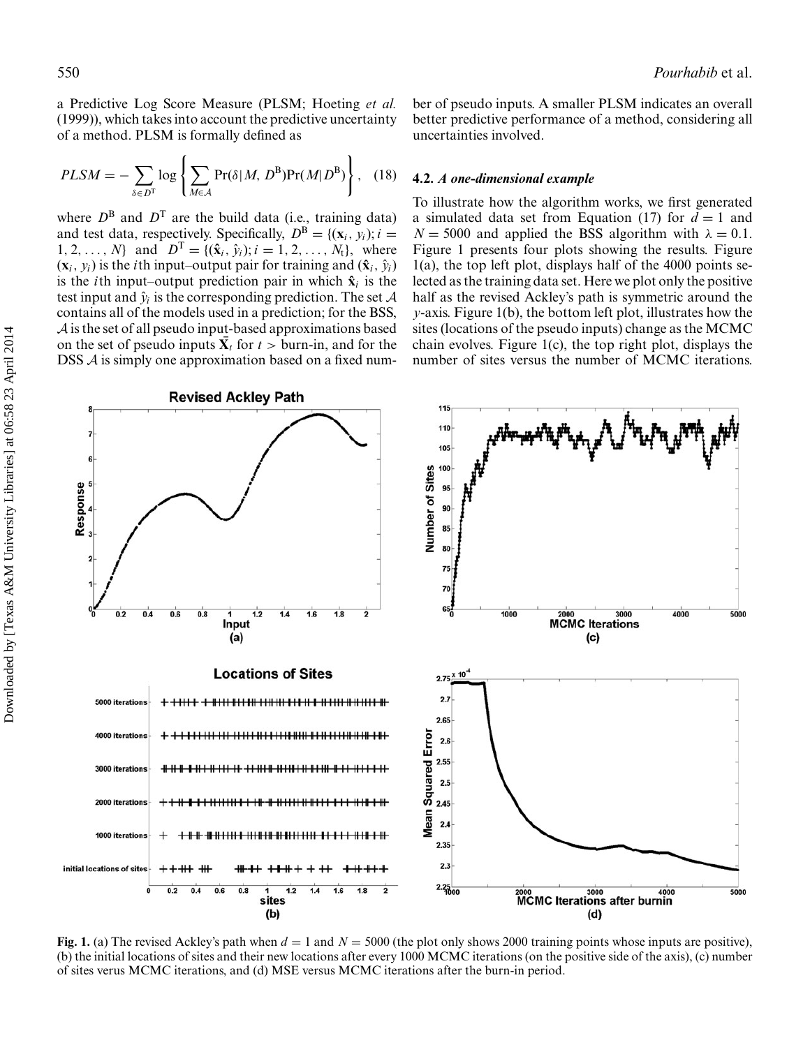a Predictive Log Score Measure (PLSM; Hoeting *et al.* (1999)), which takes into account the predictive uncertainty of a method. PLSM is formally defined as

$$PLSM = -\sum_{\delta \in D^{\mathrm{T}}} \log \left\{ \sum_{M \in \mathcal{A}} \Pr(\delta | M, D^{\mathrm{B}}) \Pr(M | D^{\mathrm{B}}) \right\}, \quad (18)$$

where $D^{\mathrm{B}}$ and $D^{\mathrm{T}}$ are the build data (i.e., training data) and test data, respectively. Specifically, $D^{\mathrm{B}} = \{(\mathbf{x}_i, y_i); i = 1, 2, \ldots, N\}$ and $D^{\mathrm{T}} = \{(\hat{\mathbf{x}}_i, \hat{y}_i); i = 1, 2, \ldots, N_{\mathrm{t}}\}$, where $(\mathbf{x}_i, y_i)$ is the $i$th input–output pair for training and $(\hat{\mathbf{x}}_i, \hat{y}_i)$ is the $i$th input–output prediction pair in which $\hat{\mathbf{x}}_i$ is the test input and $\hat{y}_i$ is the corresponding prediction. The set $\mathcal{A}$ contains all of the models used in a prediction; for the BSS, $\mathcal{A}$ is the set of all pseudo input-based approximations based on the set of pseudo inputs $\bar{\mathbf{X}}_t$ for $t >$ burn-in, and for the DSS $\mathcal{A}$ is simply one approximation based on a fixed number of pseudo inputs. A smaller PLSM indicates an overall better predictive performance of a method, considering all uncertainties involved.

### 4.2. *A one-dimensional example*

To illustrate how the algorithm works, we first generated a simulated data set from Equation (17) for $d = 1$ and $N = 5000$ and applied the BSS algorithm with $\lambda = 0.1$. Figure 1 presents four plots showing the results. Figure 1(a), the top left plot, displays half of the 4000 points selected as the training data set. Here we plot only the positive half as the revised Ackley's path is symmetric around the $y$-axis. Figure 1(b), the bottom left plot, illustrates how the sites (locations of the pseudo inputs) change as the MCMC chain evolves. Figure 1(c), the top right plot, displays the number of sites versus the number of MCMC iterations.

**Fig. 1.** (a) The revised Ackley's path when $d = 1$ and $N = 5000$ (the plot only shows 2000 training points whose inputs are positive), (b) the initial locations of sites and their new locations after every 1000 MCMC iterations (on the positive side of the axis), (c) number of sites verus MCMC iterations, and (d) MSE versus MCMC iterations after the burn-in period.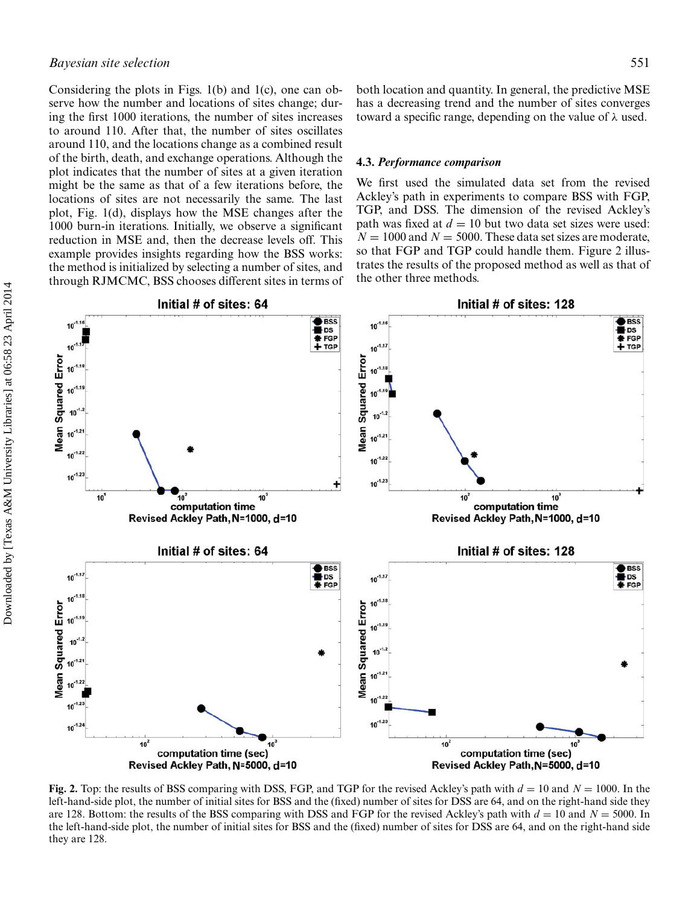Considering the plots in Figs. 1(b) and 1(c), one can observe how the number and locations of sites change; during the first 1000 iterations, the number of sites increases to around 110. After that, the number of sites oscillates around 110, and the locations change as a combined result of the birth, death, and exchange operations. Although the plot indicates that the number of sites at a given iteration might be the same as that of a few iterations before, the locations of sites are not necessarily the same. The last plot, Fig. 1(d), displays how the MSE changes after the 1000 burn-in iterations. Initially, we observe a significant reduction in MSE and, then the decrease levels off. This example provides insights regarding how the BSS works: the method is initialized by selecting a number of sites, and through RJMCMC, BSS chooses different sites in terms of both location and quantity. In general, the predictive MSE has a decreasing trend and the number of sites converges toward a specific range, depending on the value of $\lambda$ used.

### 4.3. *Performance comparison*

We first used the simulated data set from the revised Ackley's path in experiments to compare BSS with FGP, TGP, and DSS. The dimension of the revised Ackley's path was fixed at $d = 10$ but two data set sizes were used: $N = 1000$ and $N = 5000$. These data set sizes are moderate, so that FGP and TGP could handle them. Figure 2 illustrates the results of the proposed method as well as that of the other three methods.

**Fig. 2.** Top: the results of BSS comparing with DSS, FGP, and TGP for the revised Ackley's path with $d = 10$ and $N = 1000$. In the left-hand-side plot, the number of initial sites for BSS and the (fixed) number of sites for DSS are 64, and on the right-hand side they are 128. Bottom: the results of the BSS comparing with DSS and FGP for the revised Ackley's path with $d = 10$ and $N = 5000$. In the left-hand-side plot, the number of initial sites for BSS and the (fixed) number of sites for DSS are 64, and on the right-hand side they are 128.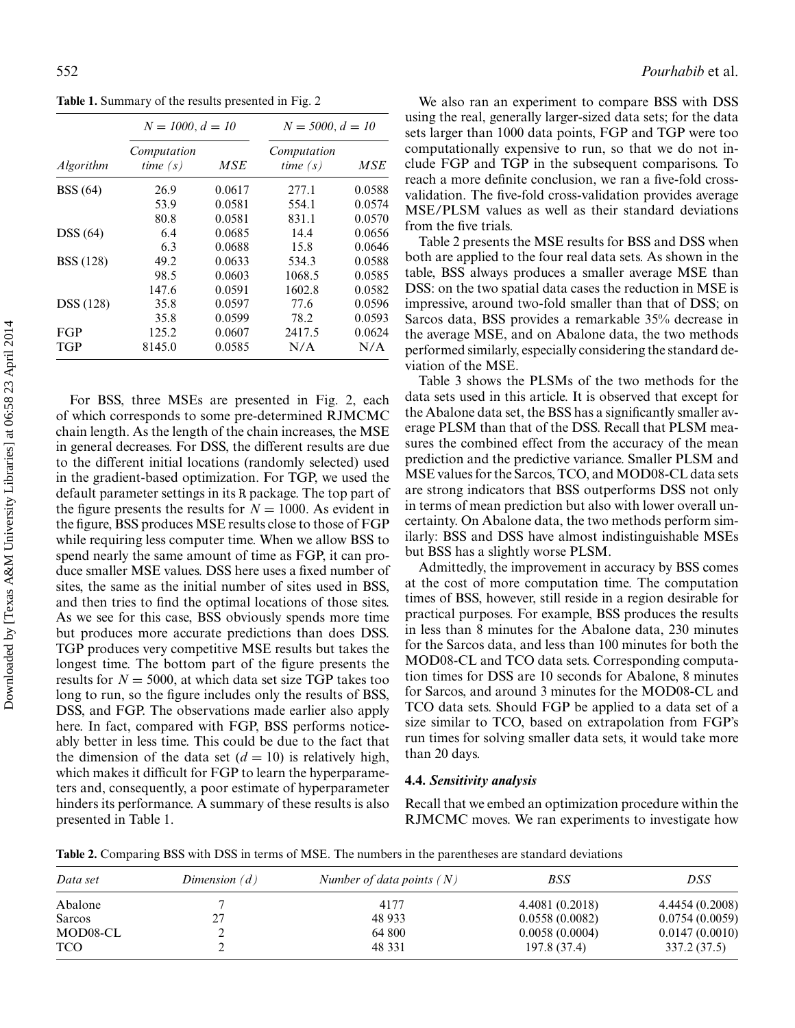**Table 1.** Summary of the results presented in Fig. 2

| | $N = 1000, d = 10$ | | $N = 5000, d = 10$ | |
|---|---|---|---|---|
| *Algorithm* | *Computation time (s)* | *MSE* | *Computation time (s)* | *MSE* |
| BSS (64) | 26.9 | 0.0617 | 277.1 | 0.0588 |
| | 53.9 | 0.0581 | 554.1 | 0.0574 |
| | 80.8 | 0.0581 | 831.1 | 0.0570 |
| DSS (64) | 6.4 | 0.0685 | 14.4 | 0.0656 |
| | 6.3 | 0.0688 | 15.8 | 0.0646 |
| BSS (128) | 49.2 | 0.0633 | 534.3 | 0.0588 |
| | 98.5 | 0.0603 | 1068.5 | 0.0585 |
| | 147.6 | 0.0591 | 1602.8 | 0.0582 |
| DSS (128) | 35.8 | 0.0597 | 77.6 | 0.0596 |
| | 35.8 | 0.0599 | 78.2 | 0.0593 |
| FGP | 125.2 | 0.0607 | 2417.5 | 0.0624 |
| TGP | 8145.0 | 0.0585 | N/A | N/A |

For BSS, three MSEs are presented in Fig. 2, each of which corresponds to some pre-determined RJMCMC chain length. As the length of the chain increases, the MSE in general decreases. For DSS, the different results are due to the different initial locations (randomly selected) used in the gradient-based optimization. For TGP, we used the default parameter settings in its R package. The top part of the figure presents the results for $N = 1000$. As evident in the figure, BSS produces MSE results close to those of FGP while requiring less computer time. When we allow BSS to spend nearly the same amount of time as FGP, it can produce smaller MSE values. DSS here uses a fixed number of sites, the same as the initial number of sites used in BSS, and then tries to find the optimal locations of those sites. As we see for this case, BSS obviously spends more time but produces more accurate predictions than does DSS. TGP produces very competitive MSE results but takes the longest time. The bottom part of the figure presents the results for $N = 5000$, at which data set size TGP takes too long to run, so the figure includes only the results of BSS, DSS, and FGP. The observations made earlier also apply here. In fact, compared with FGP, BSS performs noticeably better in less time. This could be due to the fact that the dimension of the data set ($d = 10$) is relatively high, which makes it difficult for FGP to learn the hyperparameters and, consequently, a poor estimate of hyperparameter hinders its performance. A summary of these results is also presented in Table 1.

We also ran an experiment to compare BSS with DSS using the real, generally larger-sized data sets; for the data sets larger than 1000 data points, FGP and TGP were too computationally expensive to run, so that we do not include FGP and TGP in the subsequent comparisons. To reach a more definite conclusion, we ran a five-fold cross-validation. The five-fold cross-validation provides average MSE/PLSM values as well as their standard deviations from the five trials.

Table 2 presents the MSE results for BSS and DSS when both are applied to the four real data sets. As shown in the table, BSS always produces a smaller average MSE than DSS: on the two spatial data cases the reduction in MSE is impressive, around two-fold smaller than that of DSS; on Sarcos data, BSS provides a remarkable 35% decrease in the average MSE, and on Abalone data, the two methods performed similarly, especially considering the standard deviation of the MSE.

Table 3 shows the PLSMs of the two methods for the data sets used in this article. It is observed that except for the Abalone data set, the BSS has a significantly smaller average PLSM than that of the DSS. Recall that PLSM measures the combined effect from the accuracy of the mean prediction and the predictive variance. Smaller PLSM and MSE values for the Sarcos, TCO, and MOD08-CL data sets are strong indicators that BSS outperforms DSS not only in terms of mean prediction but also with lower overall uncertainty. On Abalone data, the two methods perform similarly: BSS and DSS have almost indistinguishable MSEs but BSS has a slightly worse PLSM.

Admittedly, the improvement in accuracy by BSS comes at the cost of more computation time. The computation times of BSS, however, still reside in a region desirable for practical purposes. For example, BSS produces the results in less than 8 minutes for the Abalone data, 230 minutes for the Sarcos data, and less than 100 minutes for both the MOD08-CL and TCO data sets. Corresponding computation times for DSS are 10 seconds for Abalone, 8 minutes for Sarcos, and around 3 minutes for the MOD08-CL and TCO data sets. Should FGP be applied to a data set of a size similar to TCO, based on extrapolation from FGP's run times for solving smaller data sets, it would take more than 20 days.

### 4.4. *Sensitivity analysis*

Recall that we embed an optimization procedure within the RJMCMC moves. We ran experiments to investigate how

**Table 2.** Comparing BSS with DSS in terms of MSE. The numbers in the parentheses are standard deviations

| *Data set* | *Dimension (d)* | *Number of data points (N)* | *BSS* | *DSS* |
|---|---|---|---|---|
| Abalone | 7 | 4177 | 4.4081 (0.2018) | 4.4454 (0.2008) |
| Sarcos | 27 | 48 933 | 0.0558 (0.0082) | 0.0754 (0.0059) |
| MOD08-CL | 2 | 64 800 | 0.0058 (0.0004) | 0.0147 (0.0010) |
| TCO | 2 | 48 331 | 197.8 (37.4) | 337.2 (37.5) |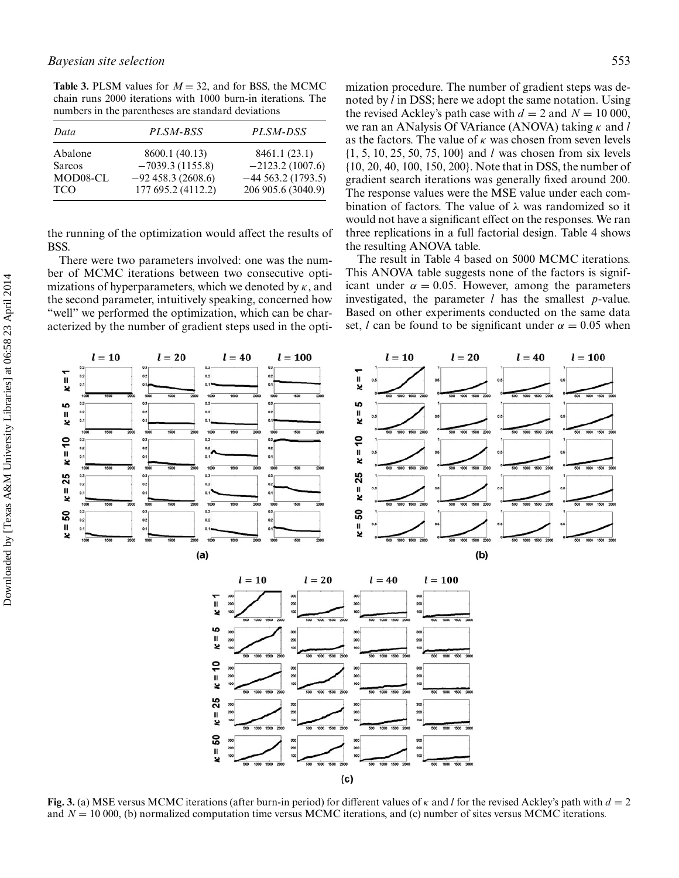**Table 3.** PLSM values for $M = 32$, and for BSS, the MCMC chain runs 2000 iterations with 1000 burn-in iterations. The numbers in the parentheses are standard deviations

| *Data* | *PLSM-BSS* | *PLSM-DSS* |
|---|---|---|
| Abalone | 8600.1 (40.13) | 8461.1 (23.1) |
| Sarcos | −7039.3 (1155.8) | −2123.2 (1007.6) |
| MOD08-CL | −92 458.3 (2608.6) | −44 563.2 (1793.5) |
| TCO | 177 695.2 (4112.2) | 206 905.6 (3040.9) |

the running of the optimization would affect the results of BSS.

There were two parameters involved: one was the number of MCMC iterations between two consecutive optimizations of hyperparameters, which we denoted by $\kappa$, and the second parameter, intuitively speaking, concerned how "well" we performed the optimization, which can be characterized by the number of gradient steps used in the optimization procedure. The number of gradient steps was denoted by $l$ in DSS; here we adopt the same notation. Using the revised Ackley's path case with $d = 2$ and $N = 10\,000$, we ran an ANalysis Of VAriance (ANOVA) taking $\kappa$ and $l$ as the factors. The value of $\kappa$ was chosen from seven levels $\{1, 5, 10, 25, 50, 75, 100\}$ and $l$ was chosen from six levels $\{10, 20, 40, 100, 150, 200\}$. Note that in DSS, the number of gradient search iterations was generally fixed around 200. The response values were the MSE value under each combination of factors. The value of $\lambda$ was randomized so it would not have a significant effect on the responses. We ran three replications in a full factorial design. Table 4 shows the resulting ANOVA table.

The result in Table 4 based on 5000 MCMC iterations. This ANOVA table suggests none of the factors is significant under $\alpha = 0.05$. However, among the parameters investigated, the parameter $l$ has the smallest $p$-value. Based on other experiments conducted on the same data set, $l$ can be found to be significant under $\alpha = 0.05$ when

**Fig. 3.** (a) MSE versus MCMC iterations (after burn-in period) for different values of $\kappa$ and $l$ for the revised Ackley's path with $d = 2$ and $N = 10\,000$, (b) normalized computation time versus MCMC iterations, and (c) number of sites versus MCMC iterations.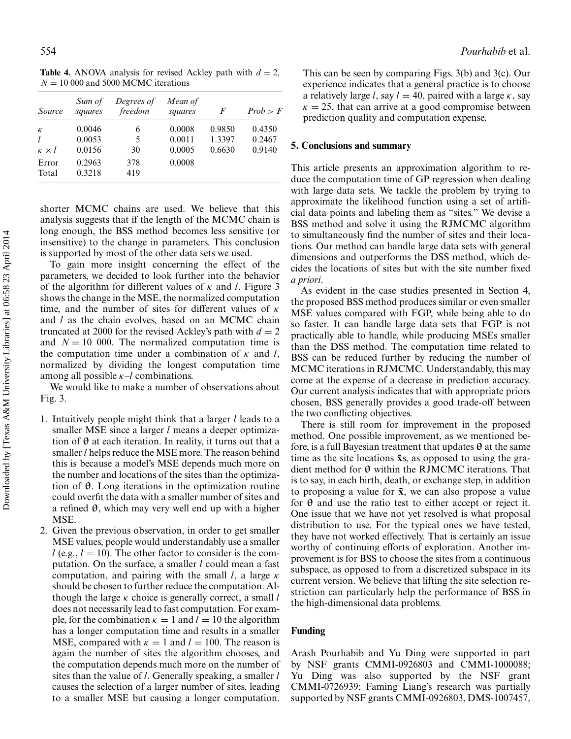**Table 4.** ANOVA analysis for revised Ackley path with $d = 2$, $N = 10\,000$ and 5000 MCMC iterations

| *Source* | *Sum of squares* | *Degrees of freedom* | *Mean of squares* | *F* | *Prob > F* |
|---|---|---|---|---|---|
| $\kappa$ | 0.0046 | 6 | 0.0008 | 0.9850 | 0.4350 |
| $l$ | 0.0053 | 5 | 0.0011 | 1.3397 | 0.2467 |
| $\kappa \times l$ | 0.0156 | 30 | 0.0005 | 0.6630 | 0.9140 |
| Error | 0.2963 | 378 | 0.0008 | | |
| Total | 0.3218 | 419 | | | |

shorter MCMC chains are used. We believe that this analysis suggests that if the length of the MCMC chain is long enough, the BSS method becomes less sensitive (or insensitive) to the change in parameters. This conclusion is supported by most of the other data sets we used.

To gain more insight concerning the effect of the parameters, we decided to look further into the behavior of the algorithm for different values of $\kappa$ and $l$. Figure 3 shows the change in the MSE, the normalized computation time, and the number of sites for different values of $\kappa$ and $l$ as the chain evolves, based on an MCMC chain truncated at 2000 for the revised Ackley's path with $d = 2$ and $N = 10\,000$. The normalized computation time is the computation time under a combination of $\kappa$ and $l$, normalized by dividing the longest computation time among all possible $\kappa$–$l$ combinations.

We would like to make a number of observations about Fig. 3.

1. Intuitively people might think that a larger $l$ leads to a smaller MSE since a larger $l$ means a deeper optimization of $\theta$ at each iteration. In reality, it turns out that a smaller $l$ helps reduce the MSE more. The reason behind this is because a model's MSE depends much more on the number and locations of the sites than the optimization of $\theta$. Long iterations in the optimization routine could overfit the data with a smaller number of sites and a refined $\theta$, which may very well end up with a higher MSE.
2. Given the previous observation, in order to get smaller MSE values, people would understandably use a smaller $l$ (e.g., $l = 10$). The other factor to consider is the computation. On the surface, a smaller $l$ could mean a fast computation, and pairing with the small $l$, a large $\kappa$ should be chosen to further reduce the computation. Although the large $\kappa$ choice is generally correct, a small $l$ does not necessarily lead to fast computation. For example, for the combination $\kappa = 1$ and $l = 10$ the algorithm has a longer computation time and results in a smaller MSE, compared with $\kappa = 1$ and $l = 100$. The reason is again the number of sites the algorithm chooses, and the computation depends much more on the number of sites than the value of $l$. Generally speaking, a smaller $l$ causes the selection of a larger number of sites, leading to a smaller MSE but causing a longer computation. This can be seen by comparing Figs. 3(b) and 3(c). Our experience indicates that a general practice is to choose a relatively large $l$, say $l = 40$, paired with a large $\kappa$, say $\kappa = 25$, that can arrive at a good compromise between prediction quality and computation expense.

## 5. Conclusions and summary

This article presents an approximation algorithm to reduce the computation time of GP regression when dealing with large data sets. We tackle the problem by trying to approximate the likelihood function using a set of artificial data points and labeling them as "sites." We devise a BSS method and solve it using the RJMCMC algorithm to simultaneously find the number of sites and their locations. Our method can handle large data sets with general dimensions and outperforms the DSS method, which decides the locations of sites but with the site number fixed *a priori*.

As evident in the case studies presented in Section 4, the proposed BSS method produces similar or even smaller MSE values compared with FGP, while being able to do so faster. It can handle large data sets that FGP is not practically able to handle, while producing MSEs smaller than the DSS method. The computation time related to BSS can be reduced further by reducing the number of MCMC iterations in RJMCMC. Understandably, this may come at the expense of a decrease in prediction accuracy. Our current analysis indicates that with appropriate priors chosen, BSS generally provides a good trade-off between the two conflicting objectives.

There is still room for improvement in the proposed method. One possible improvement, as we mentioned before, is a full Bayesian treatment that updates $\theta$ at the same time as the site locations $\bar{\mathbf{x}}$s, as opposed to using the gradient method for $\theta$ within the RJMCMC iterations. That is to say, in each birth, death, or exchange step, in addition to proposing a value for $\bar{\mathbf{x}}$, we can also propose a value for $\theta$ and use the ratio test to either accept or reject it. One issue that we have not yet resolved is what proposal distribution to use. For the typical ones we have tested, they have not worked effectively. That is certainly an issue worthy of continuing efforts of exploration. Another improvement is for BSS to choose the sites from a continuous subspace, as opposed to from a discretized subspace in its current version. We believe that lifting the site selection restriction can particularly help the performance of BSS in the high-dimensional data problems.

## Funding

Arash Pourhabib and Yu Ding were supported in part by NSF grants CMMI-0926803 and CMMI-1000088; Yu Ding was also supported by the NSF grant CMMI-0726939; Faming Liang's research was partially supported by NSF grants CMMI-0926803, DMS-1007457,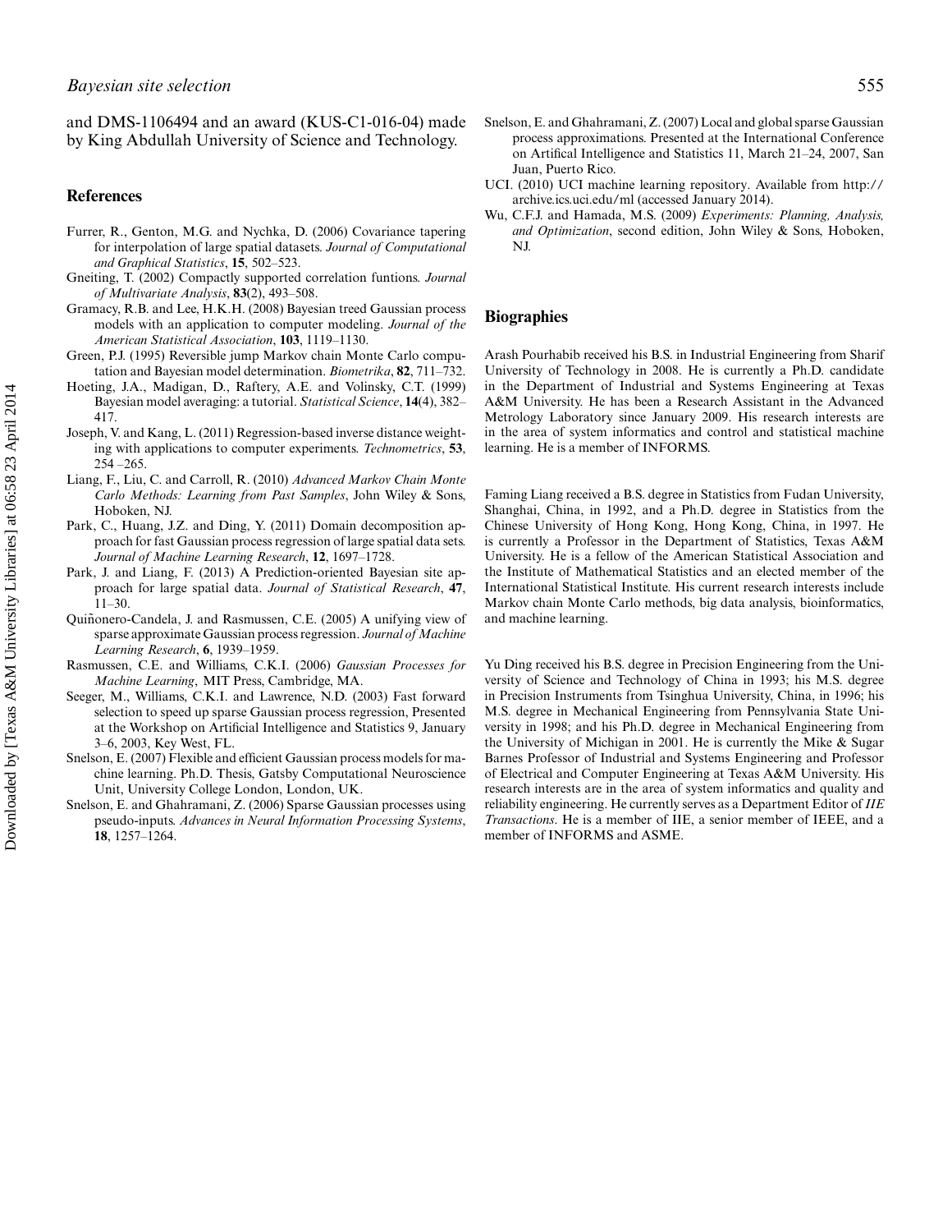and DMS-1106494 and an award (KUS-C1-016-04) made by King Abdullah University of Science and Technology.

## References

Furrer, R., Genton, M.G. and Nychka, D. (2006) Covariance tapering for interpolation of large spatial datasets. *Journal of Computational and Graphical Statistics*, **15**, 502–523.

Gneiting, T. (2002) Compactly supported correlation funtions. *Journal of Multivariate Analysis*, **83**(2), 493–508.

Gramacy, R.B. and Lee, H.K.H. (2008) Bayesian treed Gaussian process models with an application to computer modeling. *Journal of the American Statistical Association*, **103**, 1119–1130.

Green, P.J. (1995) Reversible jump Markov chain Monte Carlo computation and Bayesian model determination. *Biometrika*, **82**, 711–732.

Hoeting, J.A., Madigan, D., Raftery, A.E. and Volinsky, C.T. (1999) Bayesian model averaging: a tutorial. *Statistical Science*, **14**(4), 382–417.

Joseph, V. and Kang, L. (2011) Regression-based inverse distance weighting with applications to computer experiments. *Technometrics*, **53**, 254 –265.

Liang, F., Liu, C. and Carroll, R. (2010) *Advanced Markov Chain Monte Carlo Methods: Learning from Past Samples*, John Wiley & Sons, Hoboken, NJ.

Park, C., Huang, J.Z. and Ding, Y. (2011) Domain decomposition approach for fast Gaussian process regression of large spatial data sets. *Journal of Machine Learning Research*, **12**, 1697–1728.

Park, J. and Liang, F. (2013) A Prediction-oriented Bayesian site approach for large spatial data. *Journal of Statistical Research*, **47**, 11–30.

Quiñonero-Candela, J. and Rasmussen, C.E. (2005) A unifying view of sparse approximate Gaussian process regression. *Journal of Machine Learning Research*, **6**, 1939–1959.

Rasmussen, C.E. and Williams, C.K.I. (2006) *Gaussian Processes for Machine Learning*, MIT Press, Cambridge, MA.

Seeger, M., Williams, C.K.I. and Lawrence, N.D. (2003) Fast forward selection to speed up sparse Gaussian process regression, Presented at the Workshop on Artificial Intelligence and Statistics 9, January 3–6, 2003, Key West, FL.

Snelson, E. (2007) Flexible and efficient Gaussian process models for machine learning. Ph.D. Thesis, Gatsby Computational Neuroscience Unit, University College London, London, UK.

Snelson, E. and Ghahramani, Z. (2006) Sparse Gaussian processes using pseudo-inputs. *Advances in Neural Information Processing Systems*, **18**, 1257–1264.

Snelson, E. and Ghahramani, Z. (2007) Local and global sparse Gaussian process approximations. Presented at the International Conference on Artifical Intelligence and Statistics 11, March 21–24, 2007, San Juan, Puerto Rico.

UCI. (2010) UCI machine learning repository. Available from http://archive.ics.uci.edu/ml (accessed January 2014).

Wu, C.F.J. and Hamada, M.S. (2009) *Experiments: Planning, Analysis, and Optimization*, second edition, John Wiley & Sons, Hoboken, NJ.

## Biographies

Arash Pourhabib received his B.S. in Industrial Engineering from Sharif University of Technology in 2008. He is currently a Ph.D. candidate in the Department of Industrial and Systems Engineering at Texas A&M University. He has been a Research Assistant in the Advanced Metrology Laboratory since January 2009. His research interests are in the area of system informatics and control and statistical machine learning. He is a member of INFORMS.

Faming Liang received a B.S. degree in Statistics from Fudan University, Shanghai, China, in 1992, and a Ph.D. degree in Statistics from the Chinese University of Hong Kong, Hong Kong, China, in 1997. He is currently a Professor in the Department of Statistics, Texas A&M University. He is a fellow of the American Statistical Association and the Institute of Mathematical Statistics and an elected member of the International Statistical Institute. His current research interests include Markov chain Monte Carlo methods, big data analysis, bioinformatics, and machine learning.

Yu Ding received his B.S. degree in Precision Engineering from the University of Science and Technology of China in 1993; his M.S. degree in Precision Instruments from Tsinghua University, China, in 1996; his M.S. degree in Mechanical Engineering from Pennsylvania State University in 1998; and his Ph.D. degree in Mechanical Engineering from the University of Michigan in 2001. He is currently the Mike & Sugar Barnes Professor of Industrial and Systems Engineering and Professor of Electrical and Computer Engineering at Texas A&M University. His research interests are in the area of system informatics and quality and reliability engineering. He currently serves as a Department Editor of *IIE Transactions*. He is a member of IIE, a senior member of IEEE, and a member of INFORMS and ASME.